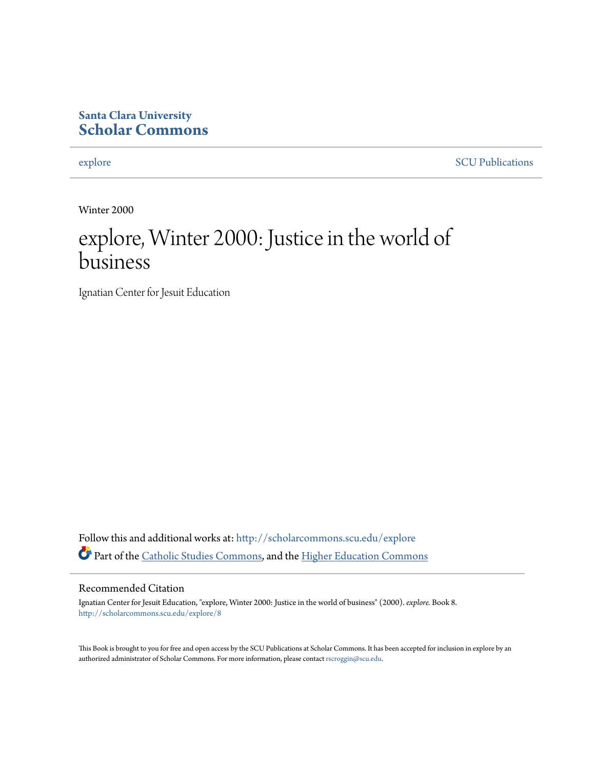**Santa Clara University**
**Scholar Commons**

explore | SCU Publications

Winter 2000

# explore, Winter 2000: Justice in the world of business

Ignatian Center for Jesuit Education

Follow this and additional works at: http://scholarcommons.scu.edu/explore

Part of the Catholic Studies Commons, and the Higher Education Commons

## Recommended Citation

Ignatian Center for Jesuit Education, "explore, Winter 2000: Justice in the world of business" (2000). *explore.* Book 8.
http://scholarcommons.scu.edu/explore/8

This Book is brought to you for free and open access by the SCU Publications at Scholar Commons. It has been accepted for inclusion in explore by an authorized administrator of Scholar Commons. For more information, please contact rscroggin@scu.edu.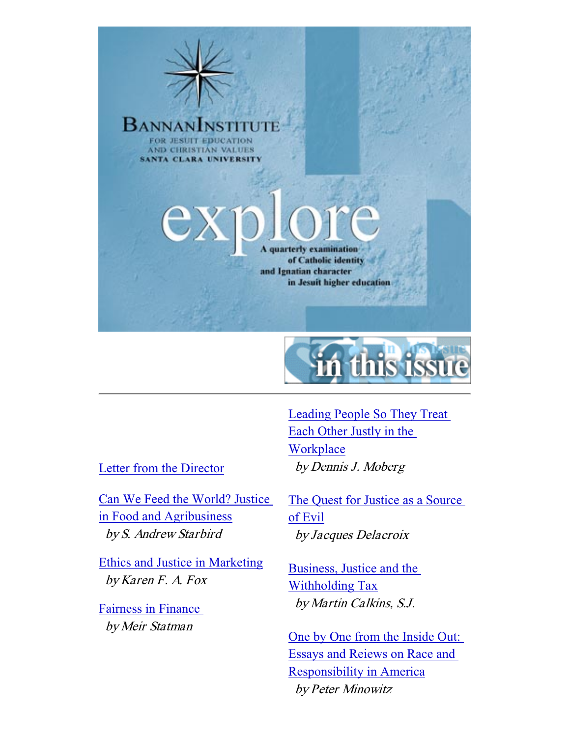# BANNAN INSTITUTE

FOR JESUIT EDUCATION AND CHRISTIAN VALUES
SANTA CLARA UNIVERSITY

# explore

A quarterly examination of Catholic identity and Ignatian character in Jesuit higher education

## in this issue

Letter from the Director

Can We Feed the World? Justice in Food and Agribusiness
*by S. Andrew Starbird*

Ethics and Justice in Marketing
*by Karen F. A. Fox*

Fairness in Finance
*by Meir Statman*

Leading People So They Treat Each Other Justly in the Workplace
*by Dennis J. Moberg*

The Quest for Justice as a Source of Evil
*by Jacques Delacroix*

Business, Justice and the Withholding Tax
*by Martin Calkins, S.J.*

One by One from the Inside Out: Essays and Reiews on Race and Responsibility in America
*by Peter Minowitz*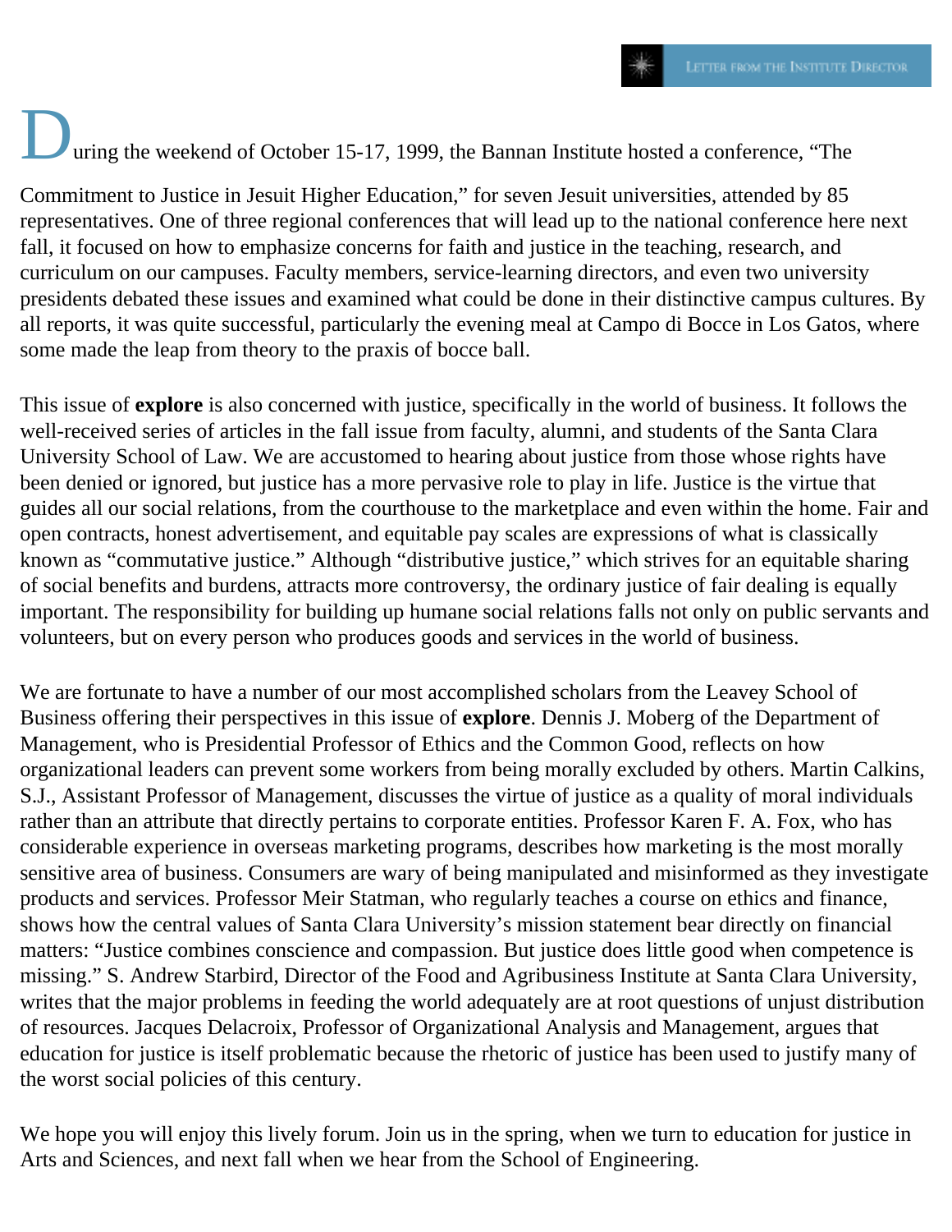# Letter from the Institute Director

During the weekend of October 15-17, 1999, the Bannan Institute hosted a conference, "The Commitment to Justice in Jesuit Higher Education," for seven Jesuit universities, attended by 85 representatives. One of three regional conferences that will lead up to the national conference here next fall, it focused on how to emphasize concerns for faith and justice in the teaching, research, and curriculum on our campuses. Faculty members, service-learning directors, and even two university presidents debated these issues and examined what could be done in their distinctive campus cultures. By all reports, it was quite successful, particularly the evening meal at Campo di Bocce in Los Gatos, where some made the leap from theory to the praxis of bocce ball.

This issue of **explore** is also concerned with justice, specifically in the world of business. It follows the well-received series of articles in the fall issue from faculty, alumni, and students of the Santa Clara University School of Law. We are accustomed to hearing about justice from those whose rights have been denied or ignored, but justice has a more pervasive role to play in life. Justice is the virtue that guides all our social relations, from the courthouse to the marketplace and even within the home. Fair and open contracts, honest advertisement, and equitable pay scales are expressions of what is classically known as "commutative justice." Although "distributive justice," which strives for an equitable sharing of social benefits and burdens, attracts more controversy, the ordinary justice of fair dealing is equally important. The responsibility for building up humane social relations falls not only on public servants and volunteers, but on every person who produces goods and services in the world of business.

We are fortunate to have a number of our most accomplished scholars from the Leavey School of Business offering their perspectives in this issue of **explore**. Dennis J. Moberg of the Department of Management, who is Presidential Professor of Ethics and the Common Good, reflects on how organizational leaders can prevent some workers from being morally excluded by others. Martin Calkins, S.J., Assistant Professor of Management, discusses the virtue of justice as a quality of moral individuals rather than an attribute that directly pertains to corporate entities. Professor Karen F. A. Fox, who has considerable experience in overseas marketing programs, describes how marketing is the most morally sensitive area of business. Consumers are wary of being manipulated and misinformed as they investigate products and services. Professor Meir Statman, who regularly teaches a course on ethics and finance, shows how the central values of Santa Clara University's mission statement bear directly on financial matters: "Justice combines conscience and compassion. But justice does little good when competence is missing." S. Andrew Starbird, Director of the Food and Agribusiness Institute at Santa Clara University, writes that the major problems in feeding the world adequately are at root questions of unjust distribution of resources. Jacques Delacroix, Professor of Organizational Analysis and Management, argues that education for justice is itself problematic because the rhetoric of justice has been used to justify many of the worst social policies of this century.

We hope you will enjoy this lively forum. Join us in the spring, when we turn to education for justice in Arts and Sciences, and next fall when we hear from the School of Engineering.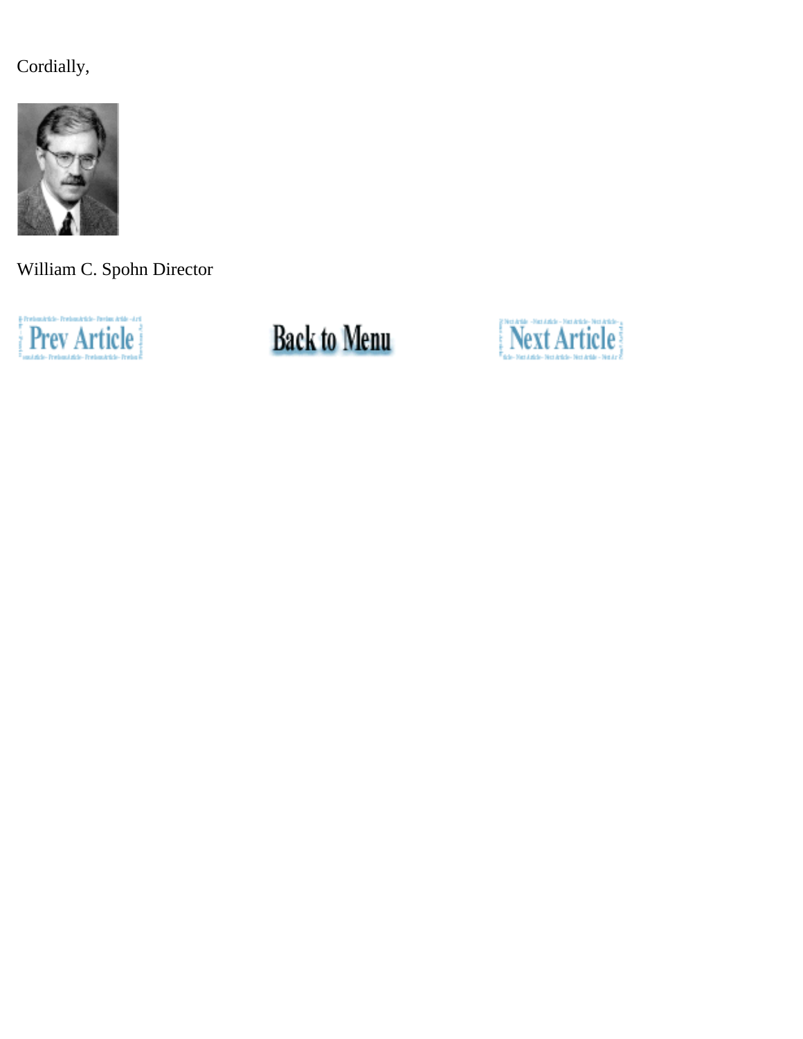Cordially,

William C. Spohn Director

Prev Article Back to Menu Next Article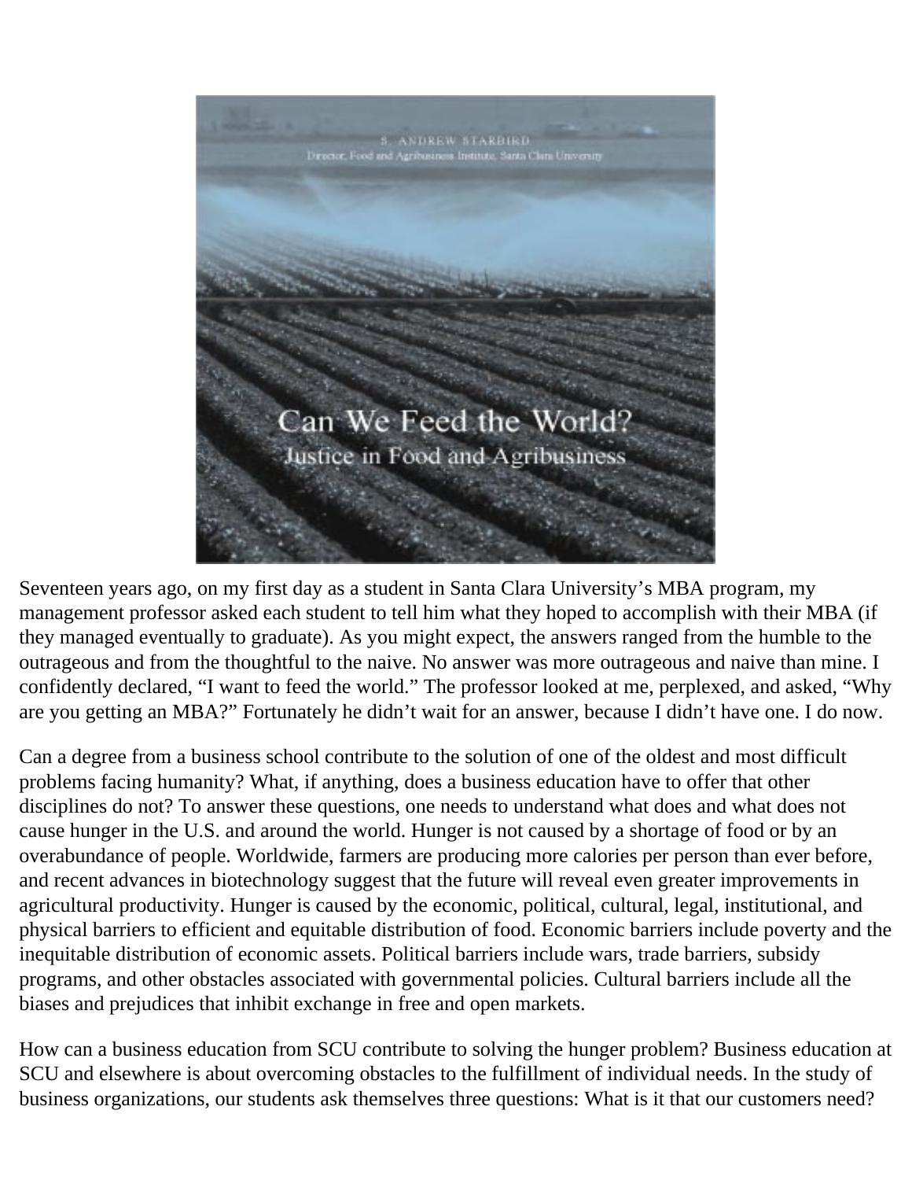S. ANDREW STARBIRD

Director, Food and Agribusiness Institute, Santa Clara University

# Can We Feed the World?

## Justice in Food and Agribusiness

Seventeen years ago, on my first day as a student in Santa Clara University's MBA program, my management professor asked each student to tell him what they hoped to accomplish with their MBA (if they managed eventually to graduate). As you might expect, the answers ranged from the humble to the outrageous and from the thoughtful to the naive. No answer was more outrageous and naive than mine. I confidently declared, "I want to feed the world." The professor looked at me, perplexed, and asked, "Why are you getting an MBA?" Fortunately he didn't wait for an answer, because I didn't have one. I do now.

Can a degree from a business school contribute to the solution of one of the oldest and most difficult problems facing humanity? What, if anything, does a business education have to offer that other disciplines do not? To answer these questions, one needs to understand what does and what does not cause hunger in the U.S. and around the world. Hunger is not caused by a shortage of food or by an overabundance of people. Worldwide, farmers are producing more calories per person than ever before, and recent advances in biotechnology suggest that the future will reveal even greater improvements in agricultural productivity. Hunger is caused by the economic, political, cultural, legal, institutional, and physical barriers to efficient and equitable distribution of food. Economic barriers include poverty and the inequitable distribution of economic assets. Political barriers include wars, trade barriers, subsidy programs, and other obstacles associated with governmental policies. Cultural barriers include all the biases and prejudices that inhibit exchange in free and open markets.

How can a business education from SCU contribute to solving the hunger problem? Business education at SCU and elsewhere is about overcoming obstacles to the fulfillment of individual needs. In the study of business organizations, our students ask themselves three questions: What is it that our customers need?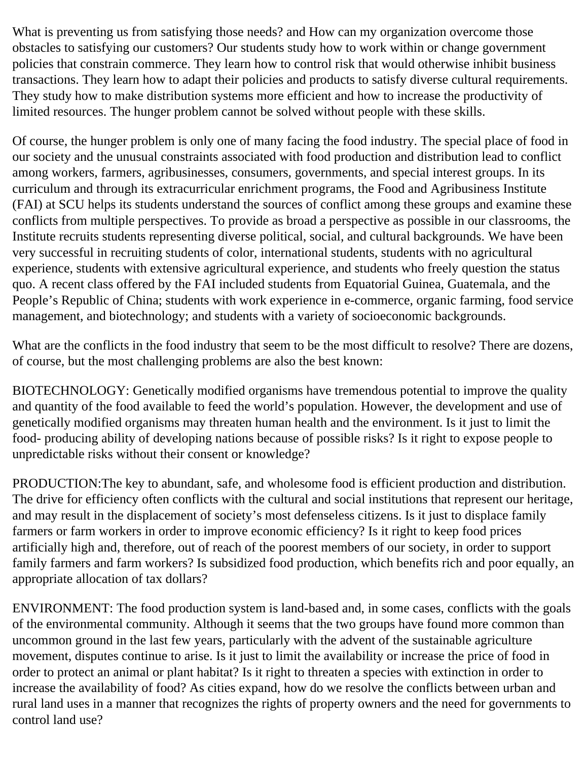What is preventing us from satisfying those needs? and How can my organization overcome those obstacles to satisfying our customers? Our students study how to work within or change government policies that constrain commerce. They learn how to control risk that would otherwise inhibit business transactions. They learn how to adapt their policies and products to satisfy diverse cultural requirements. They study how to make distribution systems more efficient and how to increase the productivity of limited resources. The hunger problem cannot be solved without people with these skills.

Of course, the hunger problem is only one of many facing the food industry. The special place of food in our society and the unusual constraints associated with food production and distribution lead to conflict among workers, farmers, agribusinesses, consumers, governments, and special interest groups. In its curriculum and through its extracurricular enrichment programs, the Food and Agribusiness Institute (FAI) at SCU helps its students understand the sources of conflict among these groups and examine these conflicts from multiple perspectives. To provide as broad a perspective as possible in our classrooms, the Institute recruits students representing diverse political, social, and cultural backgrounds. We have been very successful in recruiting students of color, international students, students with no agricultural experience, students with extensive agricultural experience, and students who freely question the status quo. A recent class offered by the FAI included students from Equatorial Guinea, Guatemala, and the People's Republic of China; students with work experience in e-commerce, organic farming, food service management, and biotechnology; and students with a variety of socioeconomic backgrounds.

What are the conflicts in the food industry that seem to be the most difficult to resolve? There are dozens, of course, but the most challenging problems are also the best known:

BIOTECHNOLOGY: Genetically modified organisms have tremendous potential to improve the quality and quantity of the food available to feed the world's population. However, the development and use of genetically modified organisms may threaten human health and the environment. Is it just to limit the food- producing ability of developing nations because of possible risks? Is it right to expose people to unpredictable risks without their consent or knowledge?

PRODUCTION:The key to abundant, safe, and wholesome food is efficient production and distribution. The drive for efficiency often conflicts with the cultural and social institutions that represent our heritage, and may result in the displacement of society's most defenseless citizens. Is it just to displace family farmers or farm workers in order to improve economic efficiency? Is it right to keep food prices artificially high and, therefore, out of reach of the poorest members of our society, in order to support family farmers and farm workers? Is subsidized food production, which benefits rich and poor equally, an appropriate allocation of tax dollars?

ENVIRONMENT: The food production system is land-based and, in some cases, conflicts with the goals of the environmental community. Although it seems that the two groups have found more common than uncommon ground in the last few years, particularly with the advent of the sustainable agriculture movement, disputes continue to arise. Is it just to limit the availability or increase the price of food in order to protect an animal or plant habitat? Is it right to threaten a species with extinction in order to increase the availability of food? As cities expand, how do we resolve the conflicts between urban and rural land uses in a manner that recognizes the rights of property owners and the need for governments to control land use?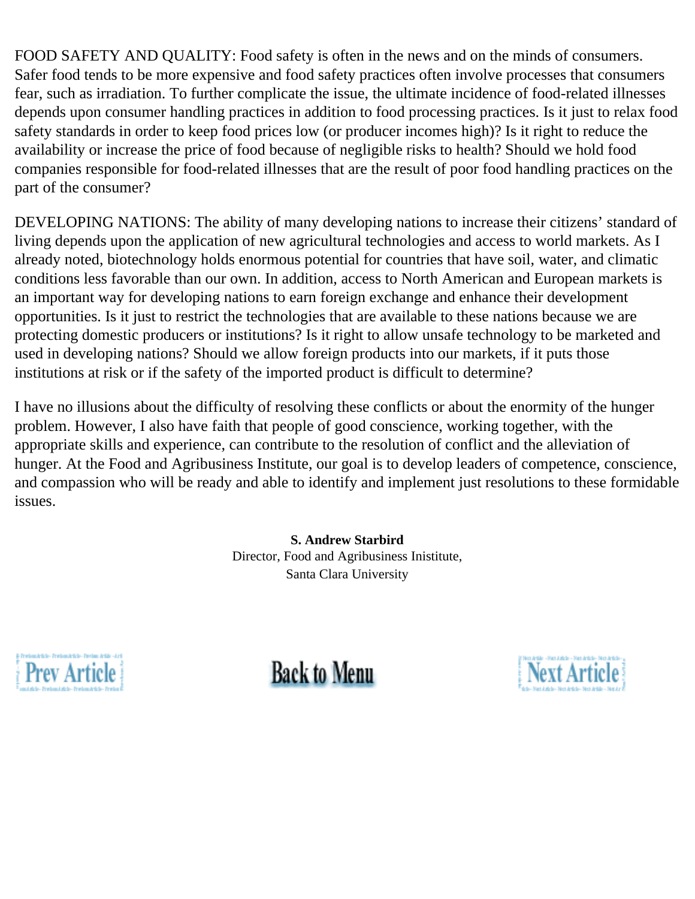FOOD SAFETY AND QUALITY: Food safety is often in the news and on the minds of consumers. Safer food tends to be more expensive and food safety practices often involve processes that consumers fear, such as irradiation. To further complicate the issue, the ultimate incidence of food-related illnesses depends upon consumer handling practices in addition to food processing practices. Is it just to relax food safety standards in order to keep food prices low (or producer incomes high)? Is it right to reduce the availability or increase the price of food because of negligible risks to health? Should we hold food companies responsible for food-related illnesses that are the result of poor food handling practices on the part of the consumer?

DEVELOPING NATIONS: The ability of many developing nations to increase their citizens' standard of living depends upon the application of new agricultural technologies and access to world markets. As I already noted, biotechnology holds enormous potential for countries that have soil, water, and climatic conditions less favorable than our own. In addition, access to North American and European markets is an important way for developing nations to earn foreign exchange and enhance their development opportunities. Is it just to restrict the technologies that are available to these nations because we are protecting domestic producers or institutions? Is it right to allow unsafe technology to be marketed and used in developing nations? Should we allow foreign products into our markets, if it puts those institutions at risk or if the safety of the imported product is difficult to determine?

I have no illusions about the difficulty of resolving these conflicts or about the enormity of the hunger problem. However, I also have faith that people of good conscience, working together, with the appropriate skills and experience, can contribute to the resolution of conflict and the alleviation of hunger. At the Food and Agribusiness Institute, our goal is to develop leaders of competence, conscience, and compassion who will be ready and able to identify and implement just resolutions to these formidable issues.

**S. Andrew Starbird**
Director, Food and Agribusiness Inisititute,
Santa Clara University

Prev Article | Back to Menu | Next Article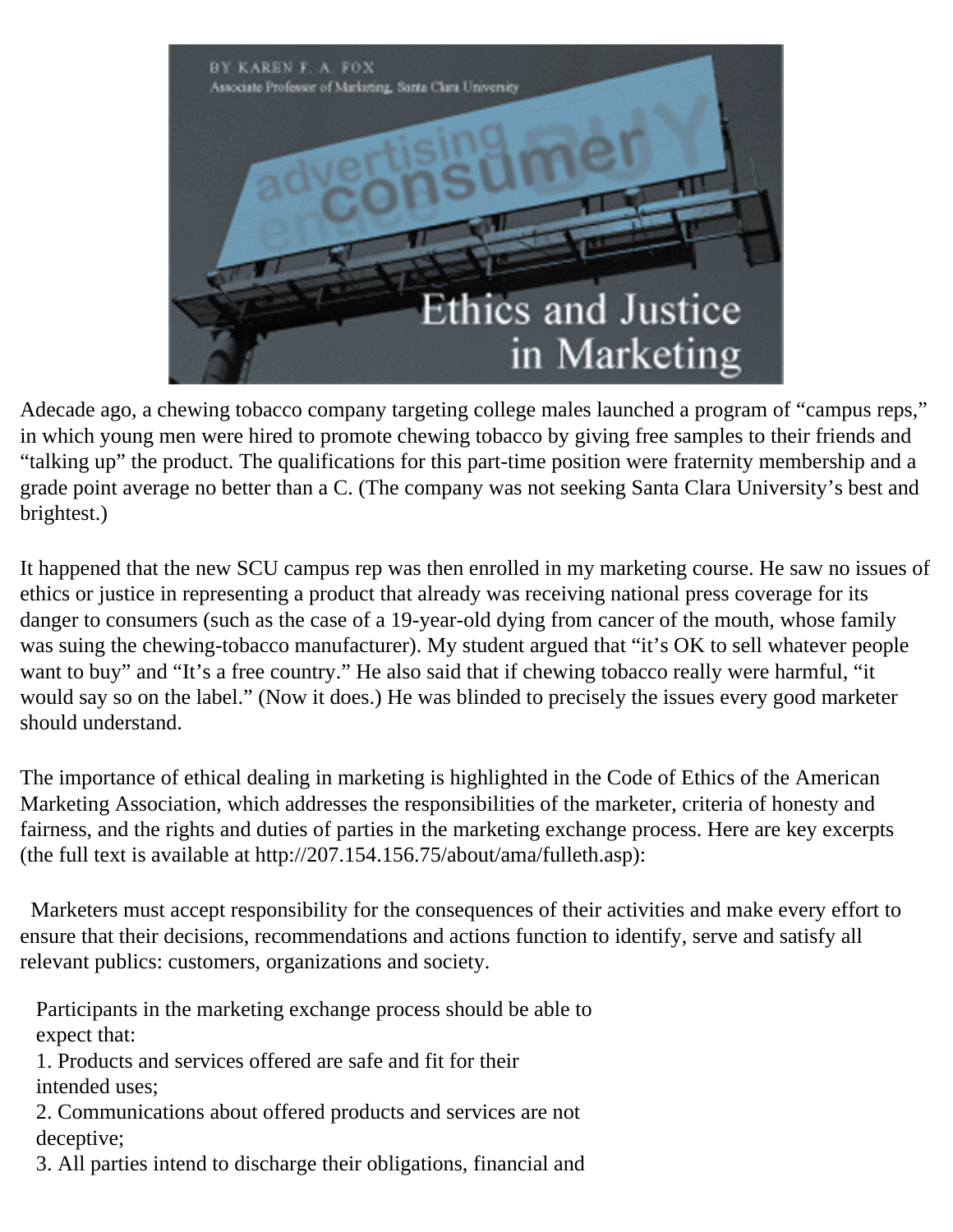BY KAREN F. A. FOX

Associate Professor of Marketing, Santa Clara University

# Ethics and Justice in Marketing

Adecade ago, a chewing tobacco company targeting college males launched a program of "campus reps," in which young men were hired to promote chewing tobacco by giving free samples to their friends and "talking up" the product. The qualifications for this part-time position were fraternity membership and a grade point average no better than a C. (The company was not seeking Santa Clara University's best and brightest.)

It happened that the new SCU campus rep was then enrolled in my marketing course. He saw no issues of ethics or justice in representing a product that already was receiving national press coverage for its danger to consumers (such as the case of a 19-year-old dying from cancer of the mouth, whose family was suing the chewing-tobacco manufacturer). My student argued that "it's OK to sell whatever people want to buy" and "It's a free country." He also said that if chewing tobacco really were harmful, "it would say so on the label." (Now it does.) He was blinded to precisely the issues every good marketer should understand.

The importance of ethical dealing in marketing is highlighted in the Code of Ethics of the American Marketing Association, which addresses the responsibilities of the marketer, criteria of honesty and fairness, and the rights and duties of parties in the marketing exchange process. Here are key excerpts (the full text is available at http://207.154.156.75/about/ama/fulleth.asp):

Marketers must accept responsibility for the consequences of their activities and make every effort to ensure that their decisions, recommendations and actions function to identify, serve and satisfy all relevant publics: customers, organizations and society.

Participants in the marketing exchange process should be able to expect that:

1. Products and services offered are safe and fit for their intended uses;
2. Communications about offered products and services are not deceptive;
3. All parties intend to discharge their obligations, financial and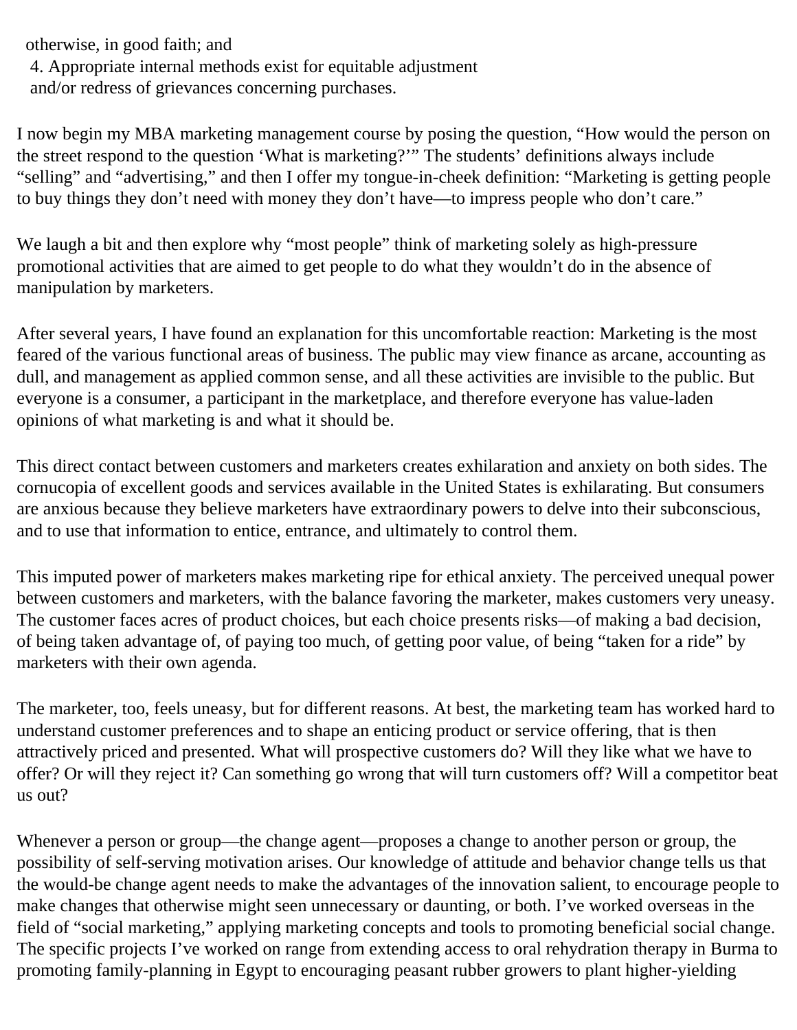otherwise, in good faith; and

4. Appropriate internal methods exist for equitable adjustment and/or redress of grievances concerning purchases.

I now begin my MBA marketing management course by posing the question, "How would the person on the street respond to the question 'What is marketing?'" The students' definitions always include "selling" and "advertising," and then I offer my tongue-in-cheek definition: "Marketing is getting people to buy things they don't need with money they don't have—to impress people who don't care."

We laugh a bit and then explore why "most people" think of marketing solely as high-pressure promotional activities that are aimed to get people to do what they wouldn't do in the absence of manipulation by marketers.

After several years, I have found an explanation for this uncomfortable reaction: Marketing is the most feared of the various functional areas of business. The public may view finance as arcane, accounting as dull, and management as applied common sense, and all these activities are invisible to the public. But everyone is a consumer, a participant in the marketplace, and therefore everyone has value-laden opinions of what marketing is and what it should be.

This direct contact between customers and marketers creates exhilaration and anxiety on both sides. The cornucopia of excellent goods and services available in the United States is exhilarating. But consumers are anxious because they believe marketers have extraordinary powers to delve into their subconscious, and to use that information to entice, entrance, and ultimately to control them.

This imputed power of marketers makes marketing ripe for ethical anxiety. The perceived unequal power between customers and marketers, with the balance favoring the marketer, makes customers very uneasy. The customer faces acres of product choices, but each choice presents risks—of making a bad decision, of being taken advantage of, of paying too much, of getting poor value, of being "taken for a ride" by marketers with their own agenda.

The marketer, too, feels uneasy, but for different reasons. At best, the marketing team has worked hard to understand customer preferences and to shape an enticing product or service offering, that is then attractively priced and presented. What will prospective customers do? Will they like what we have to offer? Or will they reject it? Can something go wrong that will turn customers off? Will a competitor beat us out?

Whenever a person or group—the change agent—proposes a change to another person or group, the possibility of self-serving motivation arises. Our knowledge of attitude and behavior change tells us that the would-be change agent needs to make the advantages of the innovation salient, to encourage people to make changes that otherwise might seen unnecessary or daunting, or both. I've worked overseas in the field of "social marketing," applying marketing concepts and tools to promoting beneficial social change. The specific projects I've worked on range from extending access to oral rehydration therapy in Burma to promoting family-planning in Egypt to encouraging peasant rubber growers to plant higher-yielding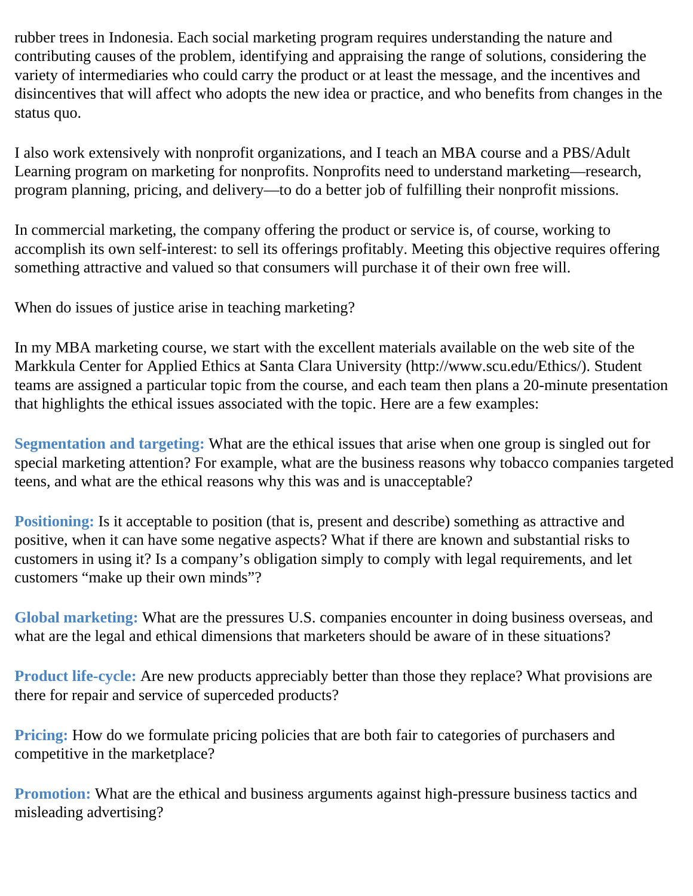rubber trees in Indonesia. Each social marketing program requires understanding the nature and contributing causes of the problem, identifying and appraising the range of solutions, considering the variety of intermediaries who could carry the product or at least the message, and the incentives and disincentives that will affect who adopts the new idea or practice, and who benefits from changes in the status quo.

I also work extensively with nonprofit organizations, and I teach an MBA course and a PBS/Adult Learning program on marketing for nonprofits. Nonprofits need to understand marketing—research, program planning, pricing, and delivery—to do a better job of fulfilling their nonprofit missions.

In commercial marketing, the company offering the product or service is, of course, working to accomplish its own self-interest: to sell its offerings profitably. Meeting this objective requires offering something attractive and valued so that consumers will purchase it of their own free will.

When do issues of justice arise in teaching marketing?

In my MBA marketing course, we start with the excellent materials available on the web site of the Markkula Center for Applied Ethics at Santa Clara University (http://www.scu.edu/Ethics/). Student teams are assigned a particular topic from the course, and each team then plans a 20-minute presentation that highlights the ethical issues associated with the topic. Here are a few examples:

**Segmentation and targeting:** What are the ethical issues that arise when one group is singled out for special marketing attention? For example, what are the business reasons why tobacco companies targeted teens, and what are the ethical reasons why this was and is unacceptable?

**Positioning:** Is it acceptable to position (that is, present and describe) something as attractive and positive, when it can have some negative aspects? What if there are known and substantial risks to customers in using it? Is a company's obligation simply to comply with legal requirements, and let customers "make up their own minds"?

**Global marketing:** What are the pressures U.S. companies encounter in doing business overseas, and what are the legal and ethical dimensions that marketers should be aware of in these situations?

**Product life-cycle:** Are new products appreciably better than those they replace? What provisions are there for repair and service of superceded products?

**Pricing:** How do we formulate pricing policies that are both fair to categories of purchasers and competitive in the marketplace?

**Promotion:** What are the ethical and business arguments against high-pressure business tactics and misleading advertising?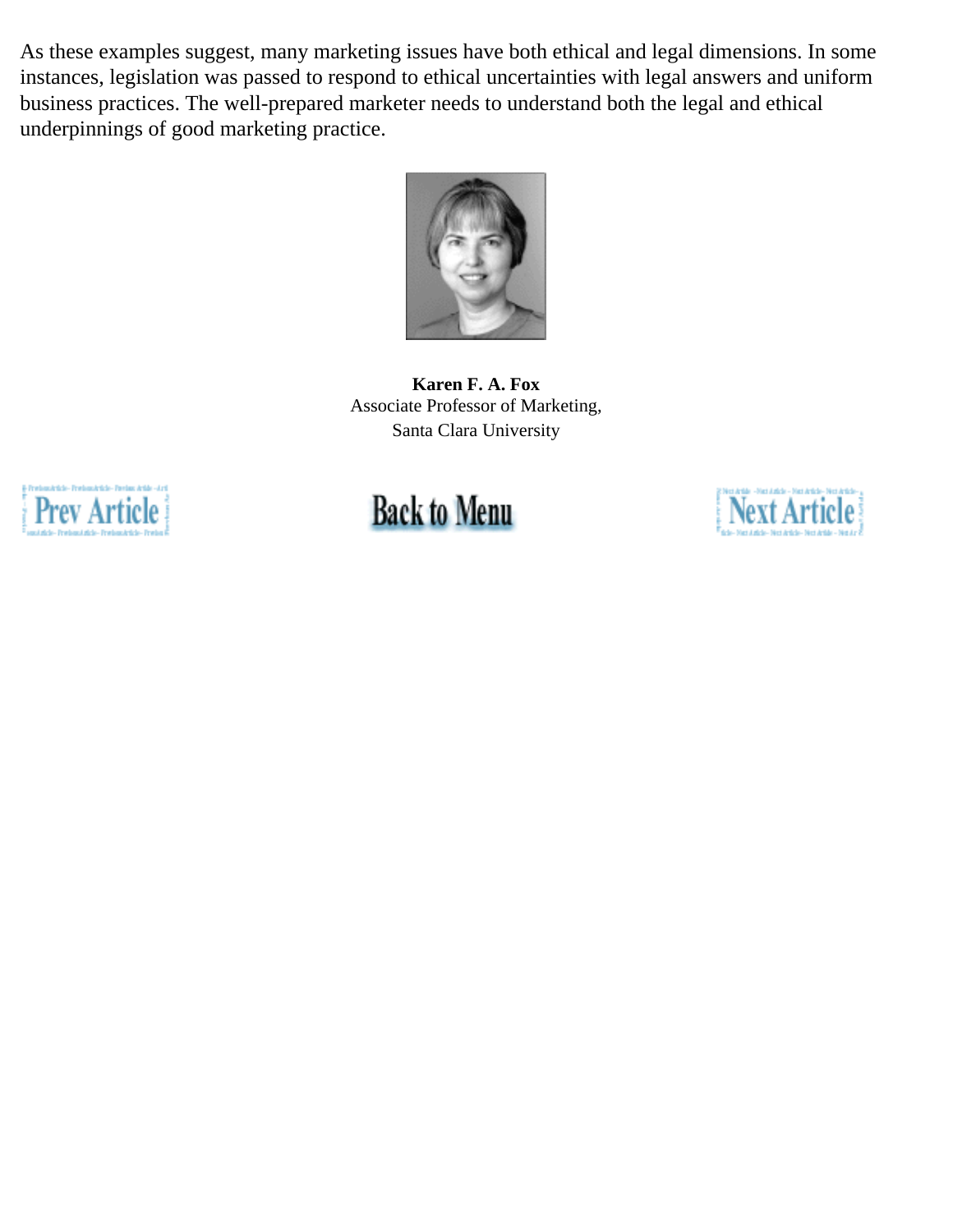As these examples suggest, many marketing issues have both ethical and legal dimensions. In some instances, legislation was passed to respond to ethical uncertainties with legal answers and uniform business practices. The well-prepared marketer needs to understand both the legal and ethical underpinnings of good marketing practice.

**Karen F. A. Fox**
Associate Professor of Marketing,
Santa Clara University

Prev Article | Back to Menu | Next Article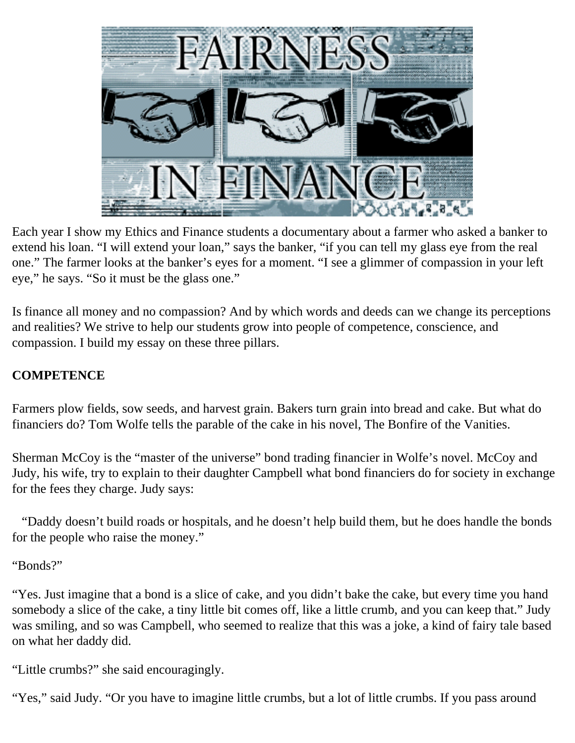Each year I show my Ethics and Finance students a documentary about a farmer who asked a banker to extend his loan. “I will extend your loan,” says the banker, “if you can tell my glass eye from the real one.” The farmer looks at the banker’s eyes for a moment. “I see a glimmer of compassion in your left eye,” he says. “So it must be the glass one.”

Is finance all money and no compassion? And by which words and deeds can we change its perceptions and realities? We strive to help our students grow into people of competence, conscience, and compassion. I build my essay on these three pillars.

**COMPETENCE**

Farmers plow fields, sow seeds, and harvest grain. Bakers turn grain into bread and cake. But what do financiers do? Tom Wolfe tells the parable of the cake in his novel, The Bonfire of the Vanities.

Sherman McCoy is the “master of the universe” bond trading financier in Wolfe’s novel. McCoy and Judy, his wife, try to explain to their daughter Campbell what bond financiers do for society in exchange for the fees they charge. Judy says:

“Daddy doesn’t build roads or hospitals, and he doesn’t help build them, but he does handle the bonds for the people who raise the money.”

“Bonds?”

“Yes. Just imagine that a bond is a slice of cake, and you didn’t bake the cake, but every time you hand somebody a slice of the cake, a tiny little bit comes off, like a little crumb, and you can keep that.” Judy was smiling, and so was Campbell, who seemed to realize that this was a joke, a kind of fairy tale based on what her daddy did.

“Little crumbs?” she said encouragingly.

“Yes,” said Judy. “Or you have to imagine little crumbs, but a lot of little crumbs. If you pass around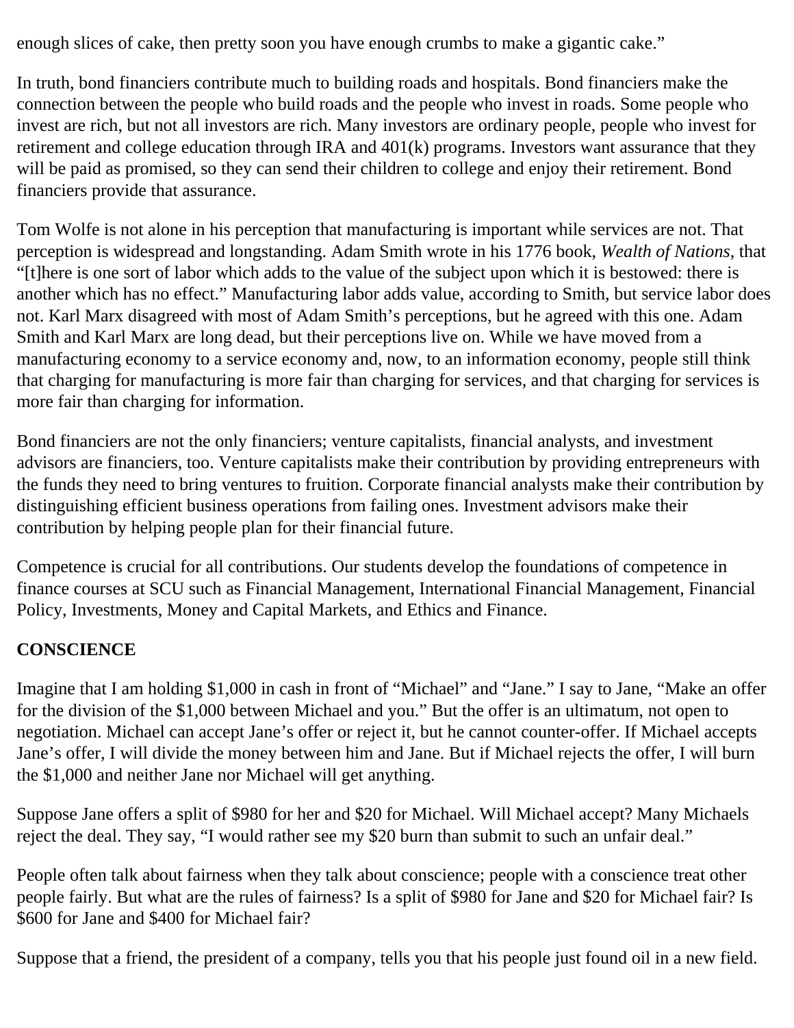enough slices of cake, then pretty soon you have enough crumbs to make a gigantic cake."

In truth, bond financiers contribute much to building roads and hospitals. Bond financiers make the connection between the people who build roads and the people who invest in roads. Some people who invest are rich, but not all investors are rich. Many investors are ordinary people, people who invest for retirement and college education through IRA and 401(k) programs. Investors want assurance that they will be paid as promised, so they can send their children to college and enjoy their retirement. Bond financiers provide that assurance.

Tom Wolfe is not alone in his perception that manufacturing is important while services are not. That perception is widespread and longstanding. Adam Smith wrote in his 1776 book, *Wealth of Nations*, that "[t]here is one sort of labor which adds to the value of the subject upon which it is bestowed: there is another which has no effect." Manufacturing labor adds value, according to Smith, but service labor does not. Karl Marx disagreed with most of Adam Smith's perceptions, but he agreed with this one. Adam Smith and Karl Marx are long dead, but their perceptions live on. While we have moved from a manufacturing economy to a service economy and, now, to an information economy, people still think that charging for manufacturing is more fair than charging for services, and that charging for services is more fair than charging for information.

Bond financiers are not the only financiers; venture capitalists, financial analysts, and investment advisors are financiers, too. Venture capitalists make their contribution by providing entrepreneurs with the funds they need to bring ventures to fruition. Corporate financial analysts make their contribution by distinguishing efficient business operations from failing ones. Investment advisors make their contribution by helping people plan for their financial future.

Competence is crucial for all contributions. Our students develop the foundations of competence in finance courses at SCU such as Financial Management, International Financial Management, Financial Policy, Investments, Money and Capital Markets, and Ethics and Finance.

**CONSCIENCE**

Imagine that I am holding $1,000 in cash in front of "Michael" and "Jane." I say to Jane, "Make an offer for the division of the $1,000 between Michael and you." But the offer is an ultimatum, not open to negotiation. Michael can accept Jane's offer or reject it, but he cannot counter-offer. If Michael accepts Jane's offer, I will divide the money between him and Jane. But if Michael rejects the offer, I will burn the $1,000 and neither Jane nor Michael will get anything.

Suppose Jane offers a split of $980 for her and $20 for Michael. Will Michael accept? Many Michaels reject the deal. They say, "I would rather see my $20 burn than submit to such an unfair deal."

People often talk about fairness when they talk about conscience; people with a conscience treat other people fairly. But what are the rules of fairness? Is a split of $980 for Jane and $20 for Michael fair? Is $600 for Jane and $400 for Michael fair?

Suppose that a friend, the president of a company, tells you that his people just found oil in a new field.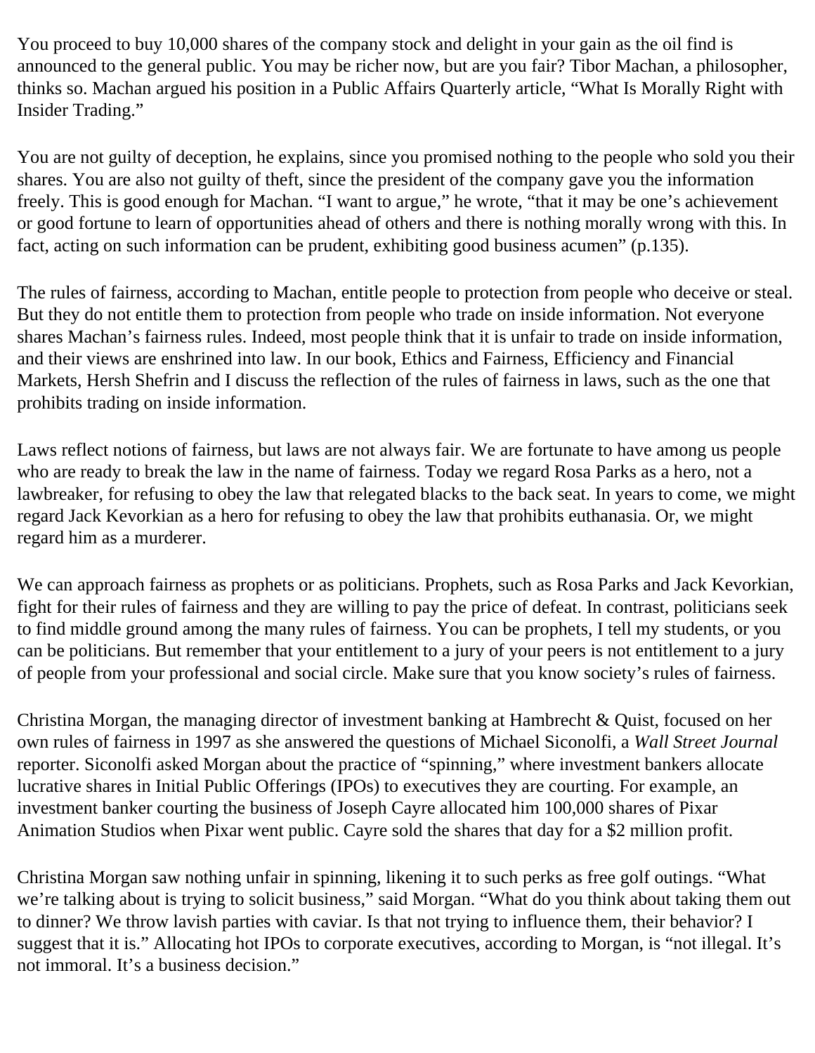You proceed to buy 10,000 shares of the company stock and delight in your gain as the oil find is announced to the general public. You may be richer now, but are you fair? Tibor Machan, a philosopher, thinks so. Machan argued his position in a Public Affairs Quarterly article, "What Is Morally Right with Insider Trading."

You are not guilty of deception, he explains, since you promised nothing to the people who sold you their shares. You are also not guilty of theft, since the president of the company gave you the information freely. This is good enough for Machan. "I want to argue," he wrote, "that it may be one's achievement or good fortune to learn of opportunities ahead of others and there is nothing morally wrong with this. In fact, acting on such information can be prudent, exhibiting good business acumen" (p.135).

The rules of fairness, according to Machan, entitle people to protection from people who deceive or steal. But they do not entitle them to protection from people who trade on inside information. Not everyone shares Machan's fairness rules. Indeed, most people think that it is unfair to trade on inside information, and their views are enshrined into law. In our book, Ethics and Fairness, Efficiency and Financial Markets, Hersh Shefrin and I discuss the reflection of the rules of fairness in laws, such as the one that prohibits trading on inside information.

Laws reflect notions of fairness, but laws are not always fair. We are fortunate to have among us people who are ready to break the law in the name of fairness. Today we regard Rosa Parks as a hero, not a lawbreaker, for refusing to obey the law that relegated blacks to the back seat. In years to come, we might regard Jack Kevorkian as a hero for refusing to obey the law that prohibits euthanasia. Or, we might regard him as a murderer.

We can approach fairness as prophets or as politicians. Prophets, such as Rosa Parks and Jack Kevorkian, fight for their rules of fairness and they are willing to pay the price of defeat. In contrast, politicians seek to find middle ground among the many rules of fairness. You can be prophets, I tell my students, or you can be politicians. But remember that your entitlement to a jury of your peers is not entitlement to a jury of people from your professional and social circle. Make sure that you know society's rules of fairness.

Christina Morgan, the managing director of investment banking at Hambrecht & Quist, focused on her own rules of fairness in 1997 as she answered the questions of Michael Siconolfi, a *Wall Street Journal* reporter. Siconolfi asked Morgan about the practice of "spinning," where investment bankers allocate lucrative shares in Initial Public Offerings (IPOs) to executives they are courting. For example, an investment banker courting the business of Joseph Cayre allocated him 100,000 shares of Pixar Animation Studios when Pixar went public. Cayre sold the shares that day for a $2 million profit.

Christina Morgan saw nothing unfair in spinning, likening it to such perks as free golf outings. "What we're talking about is trying to solicit business," said Morgan. "What do you think about taking them out to dinner? We throw lavish parties with caviar. Is that not trying to influence them, their behavior? I suggest that it is." Allocating hot IPOs to corporate executives, according to Morgan, is "not illegal. It's not immoral. It's a business decision."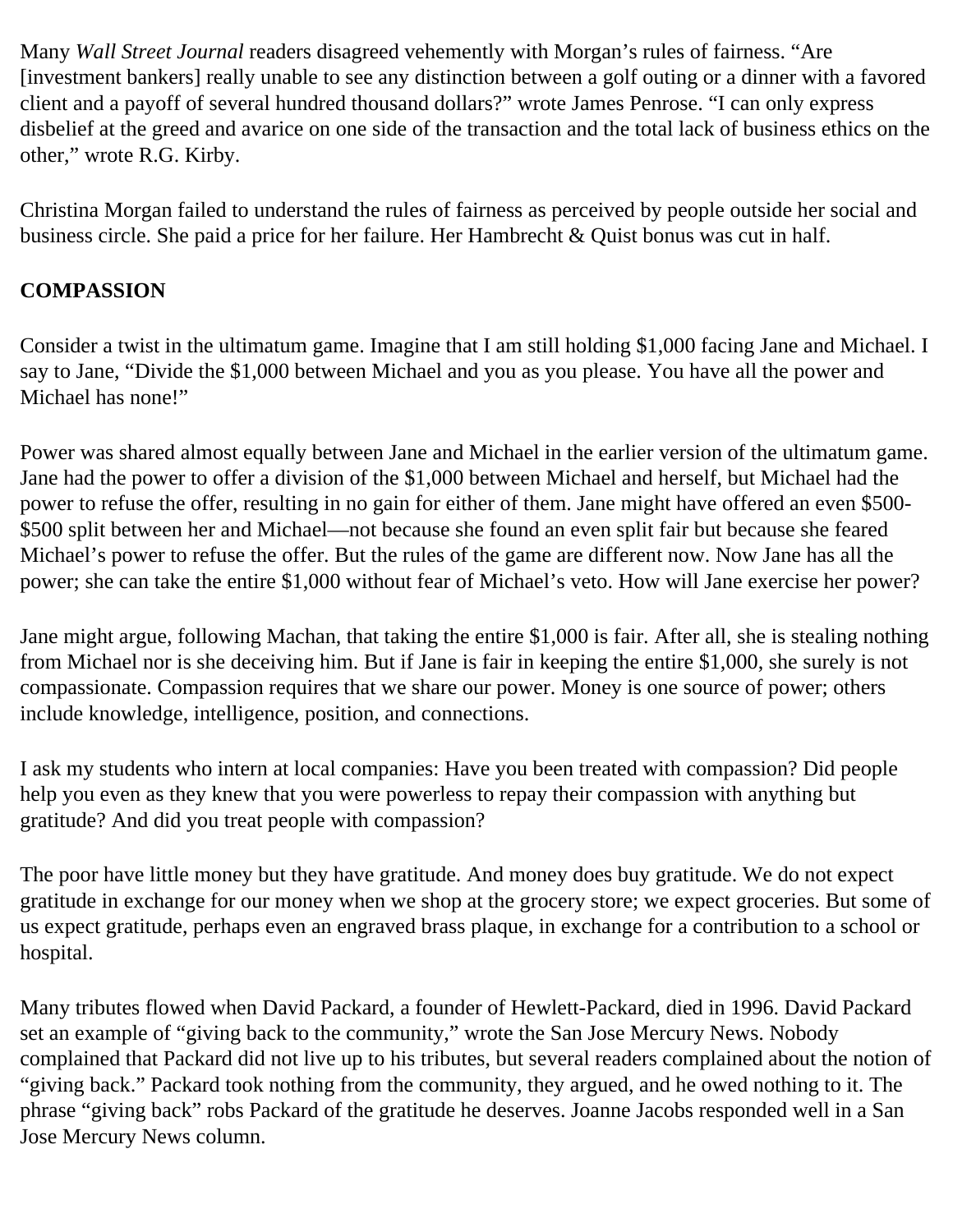Many *Wall Street Journal* readers disagreed vehemently with Morgan's rules of fairness. "Are [investment bankers] really unable to see any distinction between a golf outing or a dinner with a favored client and a payoff of several hundred thousand dollars?" wrote James Penrose. "I can only express disbelief at the greed and avarice on one side of the transaction and the total lack of business ethics on the other," wrote R.G. Kirby.

Christina Morgan failed to understand the rules of fairness as perceived by people outside her social and business circle. She paid a price for her failure. Her Hambrecht & Quist bonus was cut in half.

**COMPASSION**

Consider a twist in the ultimatum game. Imagine that I am still holding $1,000 facing Jane and Michael. I say to Jane, "Divide the $1,000 between Michael and you as you please. You have all the power and Michael has none!"

Power was shared almost equally between Jane and Michael in the earlier version of the ultimatum game. Jane had the power to offer a division of the $1,000 between Michael and herself, but Michael had the power to refuse the offer, resulting in no gain for either of them. Jane might have offered an even $500-$500 split between her and Michael—not because she found an even split fair but because she feared Michael's power to refuse the offer. But the rules of the game are different now. Now Jane has all the power; she can take the entire $1,000 without fear of Michael's veto. How will Jane exercise her power?

Jane might argue, following Machan, that taking the entire $1,000 is fair. After all, she is stealing nothing from Michael nor is she deceiving him. But if Jane is fair in keeping the entire $1,000, she surely is not compassionate. Compassion requires that we share our power. Money is one source of power; others include knowledge, intelligence, position, and connections.

I ask my students who intern at local companies: Have you been treated with compassion? Did people help you even as they knew that you were powerless to repay their compassion with anything but gratitude? And did you treat people with compassion?

The poor have little money but they have gratitude. And money does buy gratitude. We do not expect gratitude in exchange for our money when we shop at the grocery store; we expect groceries. But some of us expect gratitude, perhaps even an engraved brass plaque, in exchange for a contribution to a school or hospital.

Many tributes flowed when David Packard, a founder of Hewlett-Packard, died in 1996. David Packard set an example of "giving back to the community," wrote the San Jose Mercury News. Nobody complained that Packard did not live up to his tributes, but several readers complained about the notion of "giving back." Packard took nothing from the community, they argued, and he owed nothing to it. The phrase "giving back" robs Packard of the gratitude he deserves. Joanne Jacobs responded well in a San Jose Mercury News column.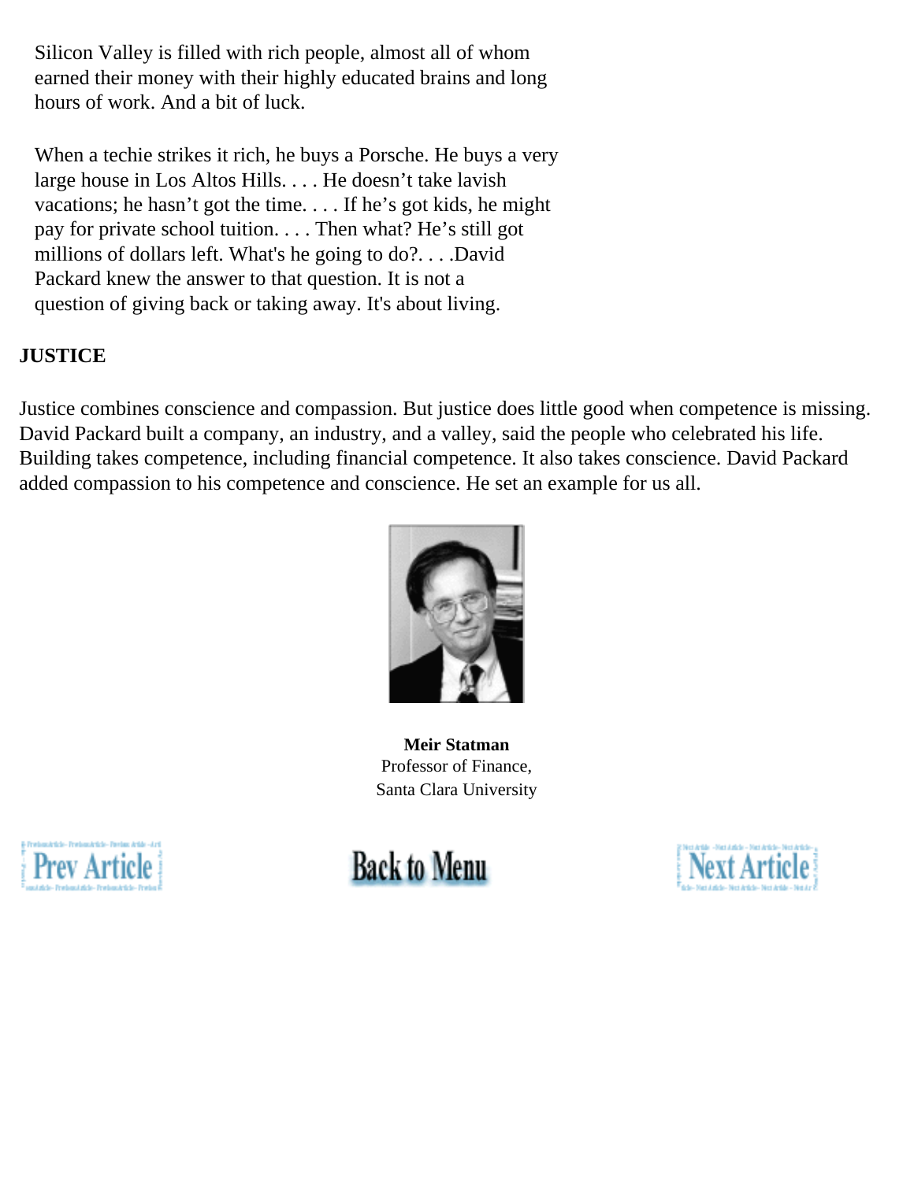> Silicon Valley is filled with rich people, almost all of whom earned their money with their highly educated brains and long hours of work. And a bit of luck.
>
> When a techie strikes it rich, he buys a Porsche. He buys a very large house in Los Altos Hills. . . . He doesn't take lavish vacations; he hasn't got the time. . . . If he's got kids, he might pay for private school tuition. . . . Then what? He's still got millions of dollars left. What's he going to do?. . . .David Packard knew the answer to that question. It is not a question of giving back or taking away. It's about living.

**JUSTICE**

Justice combines conscience and compassion. But justice does little good when competence is missing. David Packard built a company, an industry, and a valley, said the people who celebrated his life. Building takes competence, including financial competence. It also takes conscience. David Packard added compassion to his competence and conscience. He set an example for us all.

**Meir Statman**
Professor of Finance,
Santa Clara University

Prev Article | Back to Menu | Next Article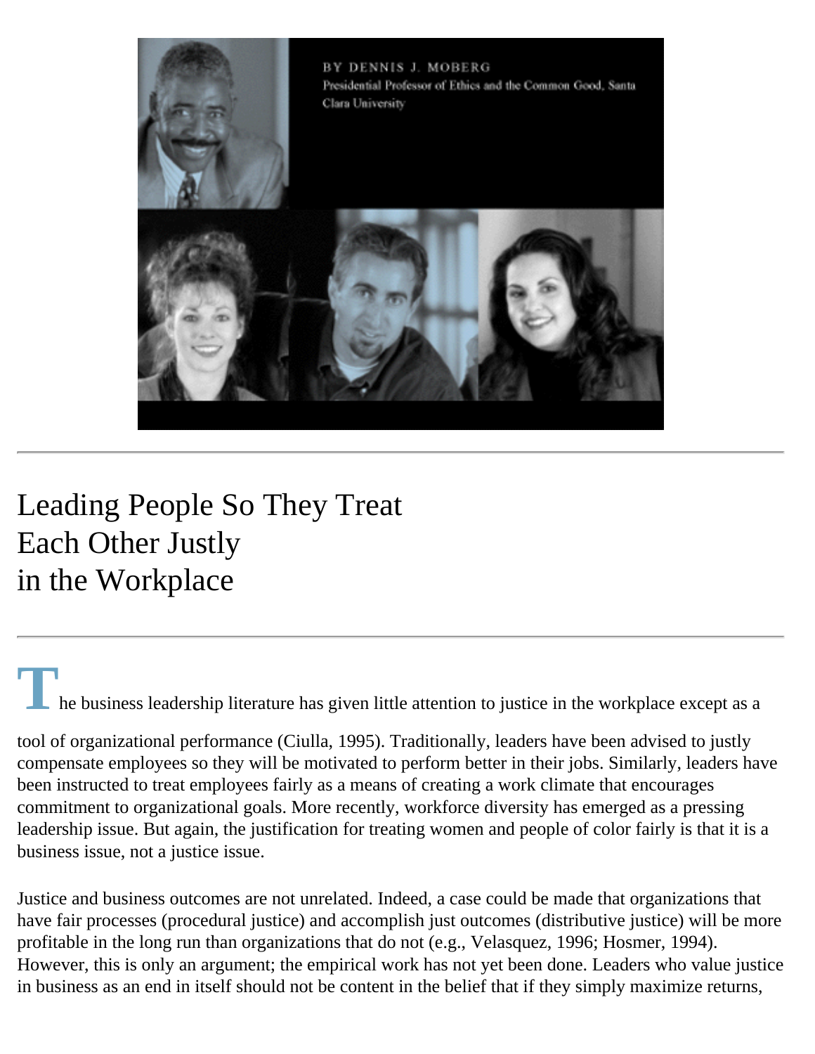BY DENNIS J. MOBERG

Presidential Professor of Ethics and the Common Good, Santa Clara University

# Leading People So They Treat Each Other Justly in the Workplace

The business leadership literature has given little attention to justice in the workplace except as a tool of organizational performance (Ciulla, 1995). Traditionally, leaders have been advised to justly compensate employees so they will be motivated to perform better in their jobs. Similarly, leaders have been instructed to treat employees fairly as a means of creating a work climate that encourages commitment to organizational goals. More recently, workforce diversity has emerged as a pressing leadership issue. But again, the justification for treating women and people of color fairly is that it is a business issue, not a justice issue.

Justice and business outcomes are not unrelated. Indeed, a case could be made that organizations that have fair processes (procedural justice) and accomplish just outcomes (distributive justice) will be more profitable in the long run than organizations that do not (e.g., Velasquez, 1996; Hosmer, 1994). However, this is only an argument; the empirical work has not yet been done. Leaders who value justice in business as an end in itself should not be content in the belief that if they simply maximize returns,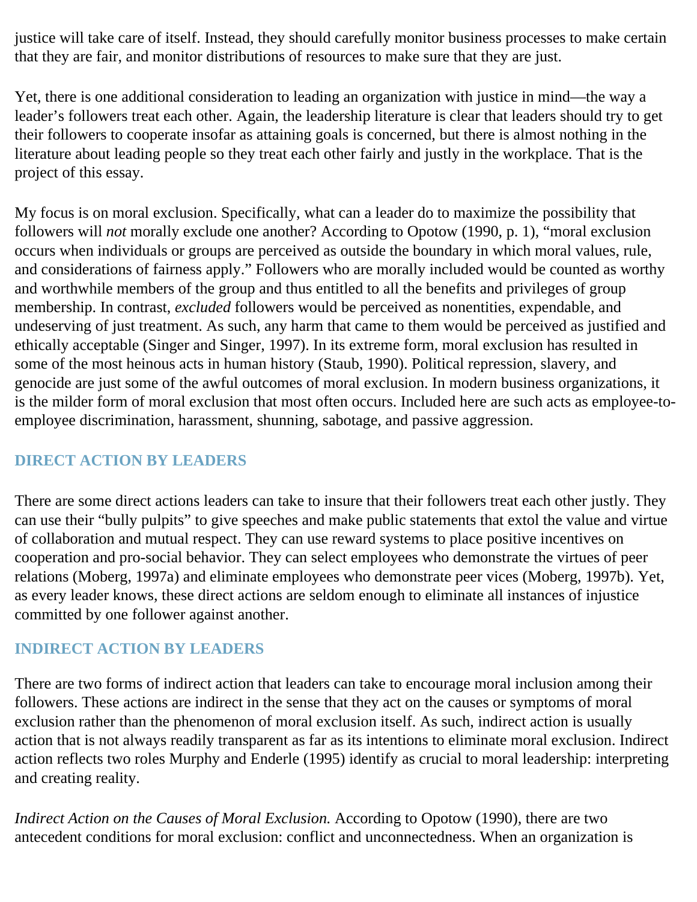justice will take care of itself. Instead, they should carefully monitor business processes to make certain that they are fair, and monitor distributions of resources to make sure that they are just.

Yet, there is one additional consideration to leading an organization with justice in mind—the way a leader's followers treat each other. Again, the leadership literature is clear that leaders should try to get their followers to cooperate insofar as attaining goals is concerned, but there is almost nothing in the literature about leading people so they treat each other fairly and justly in the workplace. That is the project of this essay.

My focus is on moral exclusion. Specifically, what can a leader do to maximize the possibility that followers will *not* morally exclude one another? According to Opotow (1990, p. 1), "moral exclusion occurs when individuals or groups are perceived as outside the boundary in which moral values, rule, and considerations of fairness apply." Followers who are morally included would be counted as worthy and worthwhile members of the group and thus entitled to all the benefits and privileges of group membership. In contrast, *excluded* followers would be perceived as nonentities, expendable, and undeserving of just treatment. As such, any harm that came to them would be perceived as justified and ethically acceptable (Singer and Singer, 1997). In its extreme form, moral exclusion has resulted in some of the most heinous acts in human history (Staub, 1990). Political repression, slavery, and genocide are just some of the awful outcomes of moral exclusion. In modern business organizations, it is the milder form of moral exclusion that most often occurs. Included here are such acts as employee-to-employee discrimination, harassment, shunning, sabotage, and passive aggression.

## DIRECT ACTION BY LEADERS

There are some direct actions leaders can take to insure that their followers treat each other justly. They can use their "bully pulpits" to give speeches and make public statements that extol the value and virtue of collaboration and mutual respect. They can use reward systems to place positive incentives on cooperation and pro-social behavior. They can select employees who demonstrate the virtues of peer relations (Moberg, 1997a) and eliminate employees who demonstrate peer vices (Moberg, 1997b). Yet, as every leader knows, these direct actions are seldom enough to eliminate all instances of injustice committed by one follower against another.

## INDIRECT ACTION BY LEADERS

There are two forms of indirect action that leaders can take to encourage moral inclusion among their followers. These actions are indirect in the sense that they act on the causes or symptoms of moral exclusion rather than the phenomenon of moral exclusion itself. As such, indirect action is usually action that is not always readily transparent as far as its intentions to eliminate moral exclusion. Indirect action reflects two roles Murphy and Enderle (1995) identify as crucial to moral leadership: interpreting and creating reality.

*Indirect Action on the Causes of Moral Exclusion.* According to Opotow (1990), there are two antecedent conditions for moral exclusion: conflict and unconnectedness. When an organization is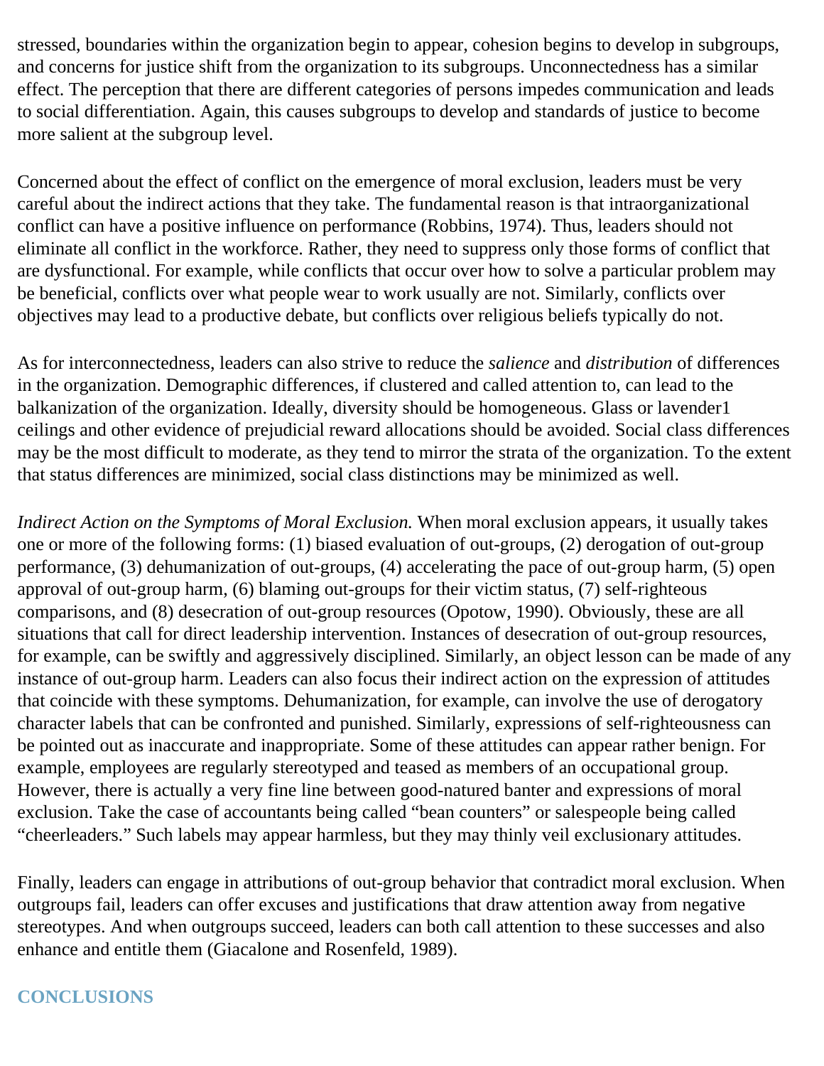stressed, boundaries within the organization begin to appear, cohesion begins to develop in subgroups, and concerns for justice shift from the organization to its subgroups. Unconnectedness has a similar effect. The perception that there are different categories of persons impedes communication and leads to social differentiation. Again, this causes subgroups to develop and standards of justice to become more salient at the subgroup level.

Concerned about the effect of conflict on the emergence of moral exclusion, leaders must be very careful about the indirect actions that they take. The fundamental reason is that intraorganizational conflict can have a positive influence on performance (Robbins, 1974). Thus, leaders should not eliminate all conflict in the workforce. Rather, they need to suppress only those forms of conflict that are dysfunctional. For example, while conflicts that occur over how to solve a particular problem may be beneficial, conflicts over what people wear to work usually are not. Similarly, conflicts over objectives may lead to a productive debate, but conflicts over religious beliefs typically do not.

As for interconnectedness, leaders can also strive to reduce the *salience* and *distribution* of differences in the organization. Demographic differences, if clustered and called attention to, can lead to the balkanization of the organization. Ideally, diversity should be homogeneous. Glass or lavender1 ceilings and other evidence of prejudicial reward allocations should be avoided. Social class differences may be the most difficult to moderate, as they tend to mirror the strata of the organization. To the extent that status differences are minimized, social class distinctions may be minimized as well.

*Indirect Action on the Symptoms of Moral Exclusion.* When moral exclusion appears, it usually takes one or more of the following forms: (1) biased evaluation of out-groups, (2) derogation of out-group performance, (3) dehumanization of out-groups, (4) accelerating the pace of out-group harm, (5) open approval of out-group harm, (6) blaming out-groups for their victim status, (7) self-righteous comparisons, and (8) desecration of out-group resources (Opotow, 1990). Obviously, these are all situations that call for direct leadership intervention. Instances of desecration of out-group resources, for example, can be swiftly and aggressively disciplined. Similarly, an object lesson can be made of any instance of out-group harm. Leaders can also focus their indirect action on the expression of attitudes that coincide with these symptoms. Dehumanization, for example, can involve the use of derogatory character labels that can be confronted and punished. Similarly, expressions of self-righteousness can be pointed out as inaccurate and inappropriate. Some of these attitudes can appear rather benign. For example, employees are regularly stereotyped and teased as members of an occupational group. However, there is actually a very fine line between good-natured banter and expressions of moral exclusion. Take the case of accountants being called "bean counters" or salespeople being called "cheerleaders." Such labels may appear harmless, but they may thinly veil exclusionary attitudes.

Finally, leaders can engage in attributions of out-group behavior that contradict moral exclusion. When outgroups fail, leaders can offer excuses and justifications that draw attention away from negative stereotypes. And when outgroups succeed, leaders can both call attention to these successes and also enhance and entitle them (Giacalone and Rosenfeld, 1989).

## CONCLUSIONS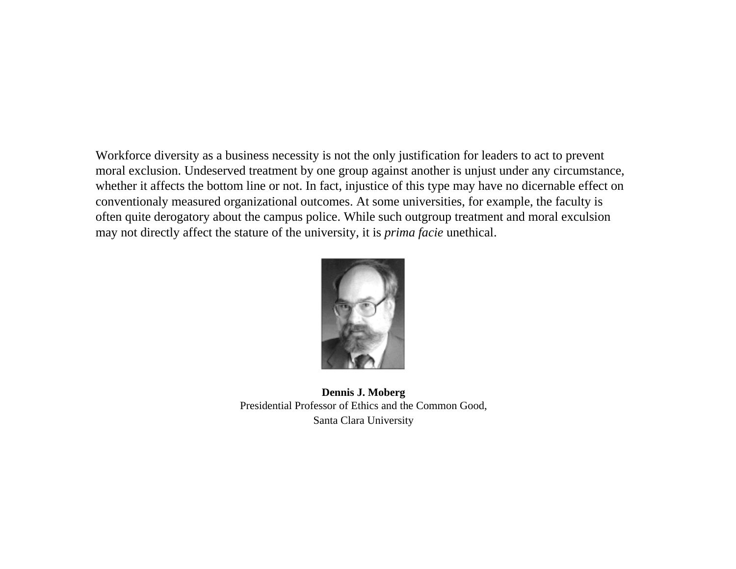Workforce diversity as a business necessity is not the only justification for leaders to act to prevent moral exclusion. Undeserved treatment by one group against another is unjust under any circumstance, whether it affects the bottom line or not. In fact, injustice of this type may have no dicernable effect on conventionaly measured organizational outcomes. At some universities, for example, the faculty is often quite derogatory about the campus police. While such outgroup treatment and moral exculsion may not directly affect the stature of the university, it is *prima facie* unethical.

**Dennis J. Moberg**
Presidential Professor of Ethics and the Common Good,
Santa Clara University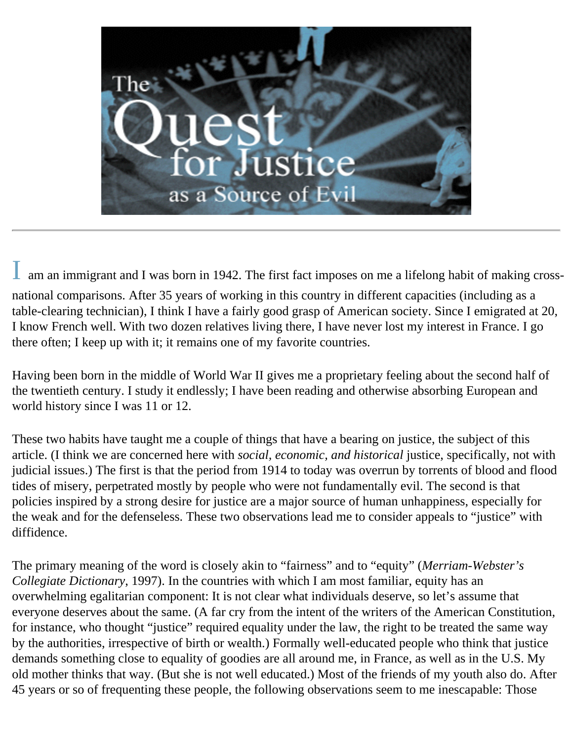# The Quest for Justice as a Source of Evil

I am an immigrant and I was born in 1942. The first fact imposes on me a lifelong habit of making cross-national comparisons. After 35 years of working in this country in different capacities (including as a table-clearing technician), I think I have a fairly good grasp of American society. Since I emigrated at 20, I know French well. With two dozen relatives living there, I have never lost my interest in France. I go there often; I keep up with it; it remains one of my favorite countries.

Having been born in the middle of World War II gives me a proprietary feeling about the second half of the twentieth century. I study it endlessly; I have been reading and otherwise absorbing European and world history since I was 11 or 12.

These two habits have taught me a couple of things that have a bearing on justice, the subject of this article. (I think we are concerned here with *social, economic, and historical* justice, specifically, not with judicial issues.) The first is that the period from 1914 to today was overrun by torrents of blood and flood tides of misery, perpetrated mostly by people who were not fundamentally evil. The second is that policies inspired by a strong desire for justice are a major source of human unhappiness, especially for the weak and for the defenseless. These two observations lead me to consider appeals to "justice" with diffidence.

The primary meaning of the word is closely akin to "fairness" and to "equity" (*Merriam-Webster's Collegiate Dictionary*, 1997). In the countries with which I am most familiar, equity has an overwhelming egalitarian component: It is not clear what individuals deserve, so let's assume that everyone deserves about the same. (A far cry from the intent of the writers of the American Constitution, for instance, who thought "justice" required equality under the law, the right to be treated the same way by the authorities, irrespective of birth or wealth.) Formally well-educated people who think that justice demands something close to equality of goodies are all around me, in France, as well as in the U.S. My old mother thinks that way. (But she is not well educated.) Most of the friends of my youth also do. After 45 years or so of frequenting these people, the following observations seem to me inescapable: Those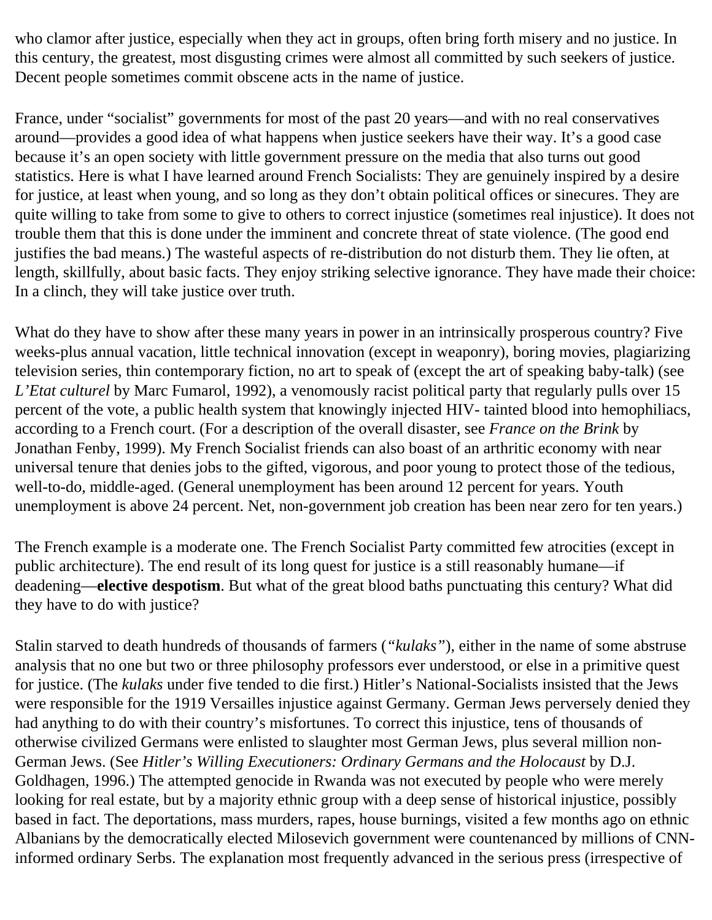who clamor after justice, especially when they act in groups, often bring forth misery and no justice. In this century, the greatest, most disgusting crimes were almost all committed by such seekers of justice. Decent people sometimes commit obscene acts in the name of justice.

France, under "socialist" governments for most of the past 20 years—and with no real conservatives around—provides a good idea of what happens when justice seekers have their way. It's a good case because it's an open society with little government pressure on the media that also turns out good statistics. Here is what I have learned around French Socialists: They are genuinely inspired by a desire for justice, at least when young, and so long as they don't obtain political offices or sinecures. They are quite willing to take from some to give to others to correct injustice (sometimes real injustice). It does not trouble them that this is done under the imminent and concrete threat of state violence. (The good end justifies the bad means.) The wasteful aspects of re-distribution do not disturb them. They lie often, at length, skillfully, about basic facts. They enjoy striking selective ignorance. They have made their choice: In a clinch, they will take justice over truth.

What do they have to show after these many years in power in an intrinsically prosperous country? Five weeks-plus annual vacation, little technical innovation (except in weaponry), boring movies, plagiarizing television series, thin contemporary fiction, no art to speak of (except the art of speaking baby-talk) (see *L'Etat culturel* by Marc Fumarol, 1992), a venomously racist political party that regularly pulls over 15 percent of the vote, a public health system that knowingly injected HIV- tainted blood into hemophiliacs, according to a French court. (For a description of the overall disaster, see *France on the Brink* by Jonathan Fenby, 1999). My French Socialist friends can also boast of an arthritic economy with near universal tenure that denies jobs to the gifted, vigorous, and poor young to protect those of the tedious, well-to-do, middle-aged. (General unemployment has been around 12 percent for years. Youth unemployment is above 24 percent. Net, non-government job creation has been near zero for ten years.)

The French example is a moderate one. The French Socialist Party committed few atrocities (except in public architecture). The end result of its long quest for justice is a still reasonably humane—if deadening—**elective despotism**. But what of the great blood baths punctuating this century? What did they have to do with justice?

Stalin starved to death hundreds of thousands of farmers (*"kulaks"*), either in the name of some abstruse analysis that no one but two or three philosophy professors ever understood, or else in a primitive quest for justice. (The *kulaks* under five tended to die first.) Hitler's National-Socialists insisted that the Jews were responsible for the 1919 Versailles injustice against Germany. German Jews perversely denied they had anything to do with their country's misfortunes. To correct this injustice, tens of thousands of otherwise civilized Germans were enlisted to slaughter most German Jews, plus several million non-German Jews. (See *Hitler's Willing Executioners: Ordinary Germans and the Holocaust* by D.J. Goldhagen, 1996.) The attempted genocide in Rwanda was not executed by people who were merely looking for real estate, but by a majority ethnic group with a deep sense of historical injustice, possibly based in fact. The deportations, mass murders, rapes, house burnings, visited a few months ago on ethnic Albanians by the democratically elected Milosevich government were countenanced by millions of CNN-informed ordinary Serbs. The explanation most frequently advanced in the serious press (irrespective of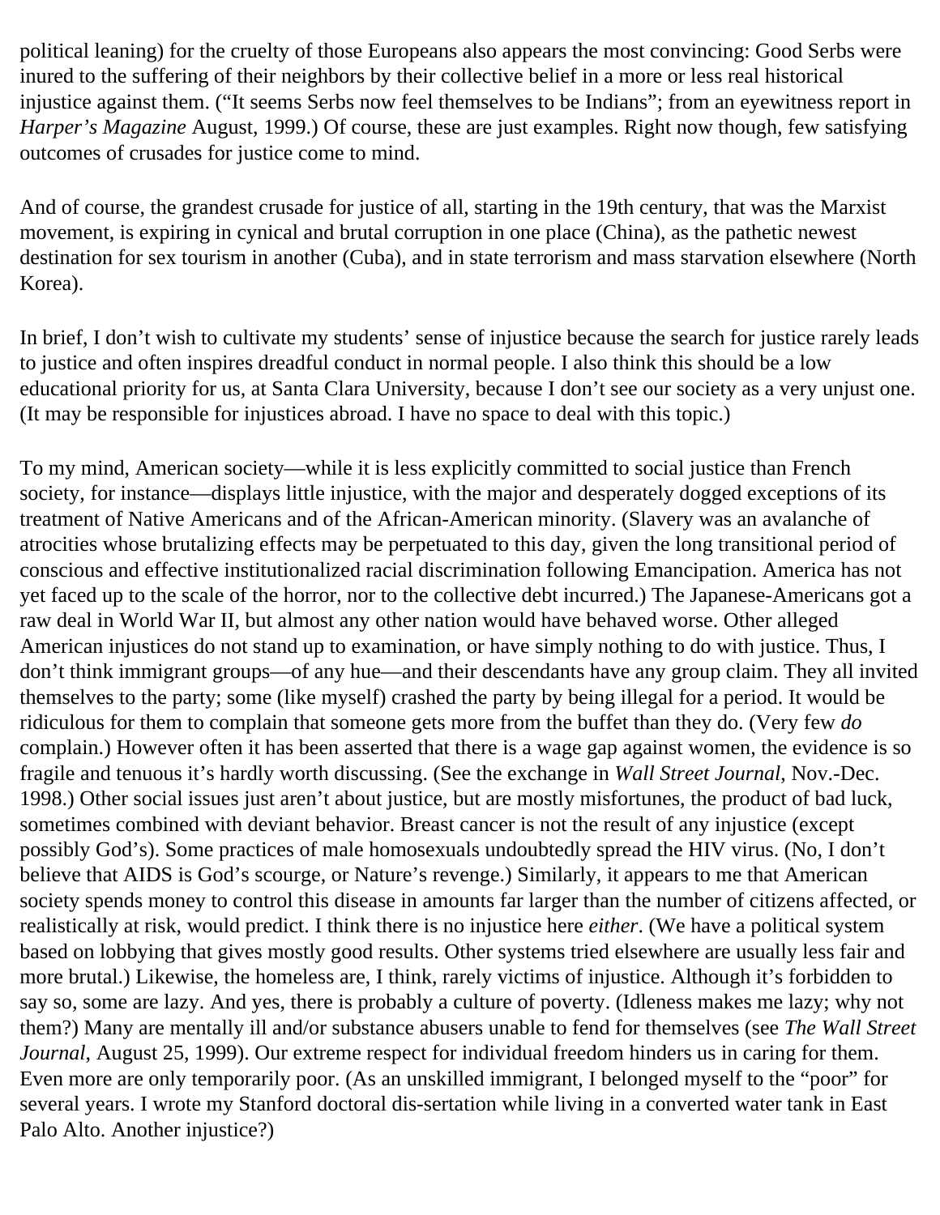political leaning) for the cruelty of those Europeans also appears the most convincing: Good Serbs were inured to the suffering of their neighbors by their collective belief in a more or less real historical injustice against them. ("It seems Serbs now feel themselves to be Indians"; from an eyewitness report in *Harper's Magazine* August, 1999.) Of course, these are just examples. Right now though, few satisfying outcomes of crusades for justice come to mind.

And of course, the grandest crusade for justice of all, starting in the 19th century, that was the Marxist movement, is expiring in cynical and brutal corruption in one place (China), as the pathetic newest destination for sex tourism in another (Cuba), and in state terrorism and mass starvation elsewhere (North Korea).

In brief, I don't wish to cultivate my students' sense of injustice because the search for justice rarely leads to justice and often inspires dreadful conduct in normal people. I also think this should be a low educational priority for us, at Santa Clara University, because I don't see our society as a very unjust one. (It may be responsible for injustices abroad. I have no space to deal with this topic.)

To my mind, American society—while it is less explicitly committed to social justice than French society, for instance—displays little injustice, with the major and desperately dogged exceptions of its treatment of Native Americans and of the African-American minority. (Slavery was an avalanche of atrocities whose brutalizing effects may be perpetuated to this day, given the long transitional period of conscious and effective institutionalized racial discrimination following Emancipation. America has not yet faced up to the scale of the horror, nor to the collective debt incurred.) The Japanese-Americans got a raw deal in World War II, but almost any other nation would have behaved worse. Other alleged American injustices do not stand up to examination, or have simply nothing to do with justice. Thus, I don't think immigrant groups—of any hue—and their descendants have any group claim. They all invited themselves to the party; some (like myself) crashed the party by being illegal for a period. It would be ridiculous for them to complain that someone gets more from the buffet than they do. (Very few *do* complain.) However often it has been asserted that there is a wage gap against women, the evidence is so fragile and tenuous it's hardly worth discussing. (See the exchange in *Wall Street Journal*, Nov.-Dec. 1998.) Other social issues just aren't about justice, but are mostly misfortunes, the product of bad luck, sometimes combined with deviant behavior. Breast cancer is not the result of any injustice (except possibly God's). Some practices of male homosexuals undoubtedly spread the HIV virus. (No, I don't believe that AIDS is God's scourge, or Nature's revenge.) Similarly, it appears to me that American society spends money to control this disease in amounts far larger than the number of citizens affected, or realistically at risk, would predict. I think there is no injustice here *either*. (We have a political system based on lobbying that gives mostly good results. Other systems tried elsewhere are usually less fair and more brutal.) Likewise, the homeless are, I think, rarely victims of injustice. Although it's forbidden to say so, some are lazy. And yes, there is probably a culture of poverty. (Idleness makes me lazy; why not them?) Many are mentally ill and/or substance abusers unable to fend for themselves (see *The Wall Street Journal*, August 25, 1999). Our extreme respect for individual freedom hinders us in caring for them. Even more are only temporarily poor. (As an unskilled immigrant, I belonged myself to the "poor" for several years. I wrote my Stanford doctoral dis-sertation while living in a converted water tank in East Palo Alto. Another injustice?)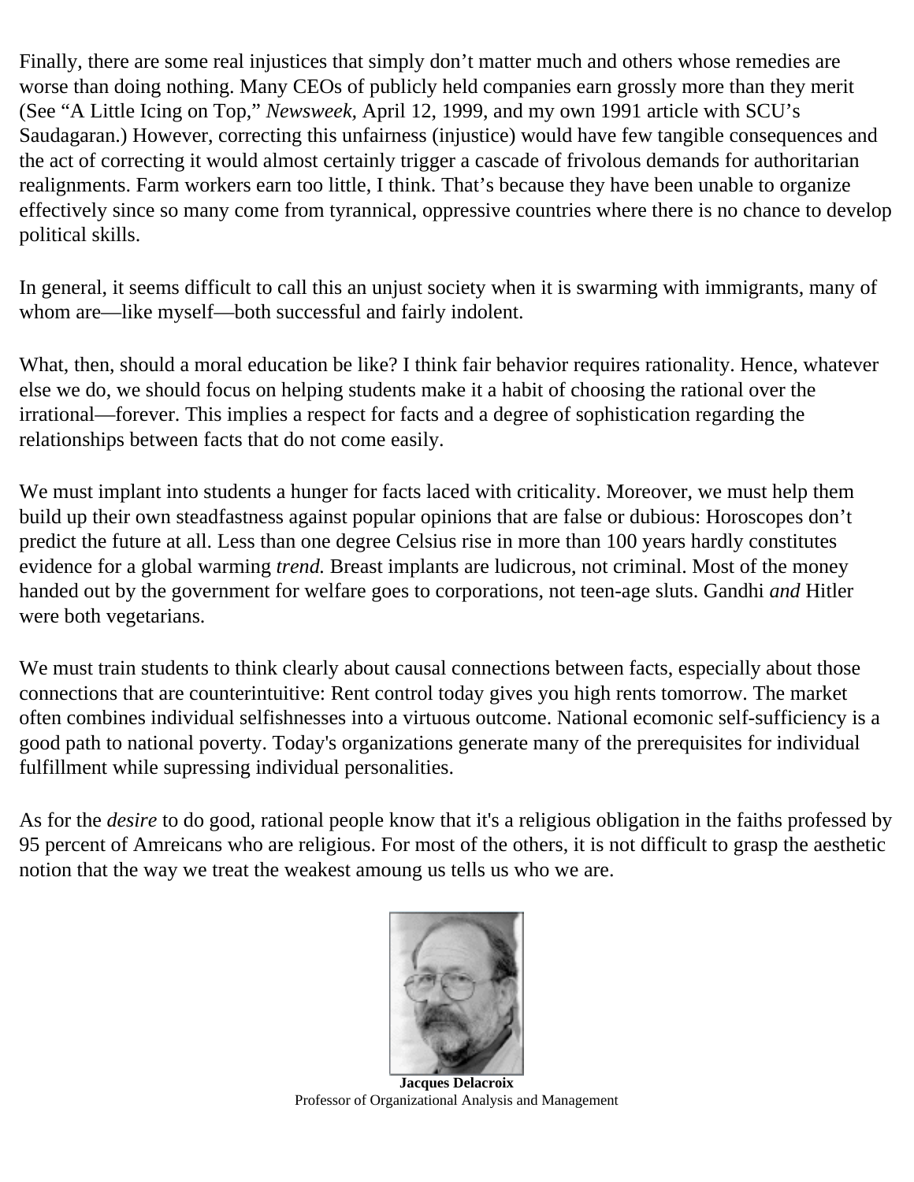Finally, there are some real injustices that simply don't matter much and others whose remedies are worse than doing nothing. Many CEOs of publicly held companies earn grossly more than they merit (See "A Little Icing on Top," *Newsweek*, April 12, 1999, and my own 1991 article with SCU's Saudagaran.) However, correcting this unfairness (injustice) would have few tangible consequences and the act of correcting it would almost certainly trigger a cascade of frivolous demands for authoritarian realignments. Farm workers earn too little, I think. That's because they have been unable to organize effectively since so many come from tyrannical, oppressive countries where there is no chance to develop political skills.

In general, it seems difficult to call this an unjust society when it is swarming with immigrants, many of whom are—like myself—both successful and fairly indolent.

What, then, should a moral education be like? I think fair behavior requires rationality. Hence, whatever else we do, we should focus on helping students make it a habit of choosing the rational over the irrational—forever. This implies a respect for facts and a degree of sophistication regarding the relationships between facts that do not come easily.

We must implant into students a hunger for facts laced with criticality. Moreover, we must help them build up their own steadfastness against popular opinions that are false or dubious: Horoscopes don't predict the future at all. Less than one degree Celsius rise in more than 100 years hardly constitutes evidence for a global warming *trend.* Breast implants are ludicrous, not criminal. Most of the money handed out by the government for welfare goes to corporations, not teen-age sluts. Gandhi *and* Hitler were both vegetarians.

We must train students to think clearly about causal connections between facts, especially about those connections that are counterintuitive: Rent control today gives you high rents tomorrow. The market often combines individual selfishnesses into a virtuous outcome. National ecomonic self-sufficiency is a good path to national poverty. Today's organizations generate many of the prerequisites for individual fulfillment while supressing individual personalities.

As for the *desire* to do good, rational people know that it's a religious obligation in the faiths professed by 95 percent of Amreicans who are religious. For most of the others, it is not difficult to grasp the aesthetic notion that the way we treat the weakest amoung us tells us who we are.

**Jacques Delacroix**
Professor of Organizational Analysis and Management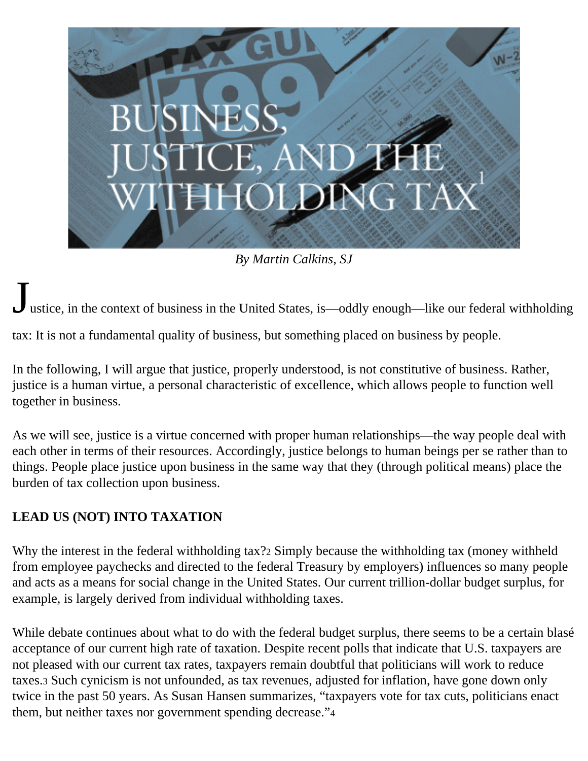# BUSINESS, JUSTICE, AND THE WITHHOLDING TAX[1]

*By Martin Calkins, SJ*

Justice, in the context of business in the United States, is—oddly enough—like our federal withholding tax: It is not a fundamental quality of business, but something placed on business by people.

In the following, I will argue that justice, properly understood, is not constitutive of business. Rather, justice is a human virtue, a personal characteristic of excellence, which allows people to function well together in business.

As we will see, justice is a virtue concerned with proper human relationships—the way people deal with each other in terms of their resources. Accordingly, justice belongs to human beings per se rather than to things. People place justice upon business in the same way that they (through political means) place the burden of tax collection upon business.

**LEAD US (NOT) INTO TAXATION**

Why the interest in the federal withholding tax?[2] Simply because the withholding tax (money withheld from employee paychecks and directed to the federal Treasury by employers) influences so many people and acts as a means for social change in the United States. Our current trillion-dollar budget surplus, for example, is largely derived from individual withholding taxes.

While debate continues about what to do with the federal budget surplus, there seems to be a certain blasé acceptance of our current high rate of taxation. Despite recent polls that indicate that U.S. taxpayers are not pleased with our current tax rates, taxpayers remain doubtful that politicians will work to reduce taxes.[3] Such cynicism is not unfounded, as tax revenues, adjusted for inflation, have gone down only twice in the past 50 years. As Susan Hansen summarizes, "taxpayers vote for tax cuts, politicians enact them, but neither taxes nor government spending decrease."[4]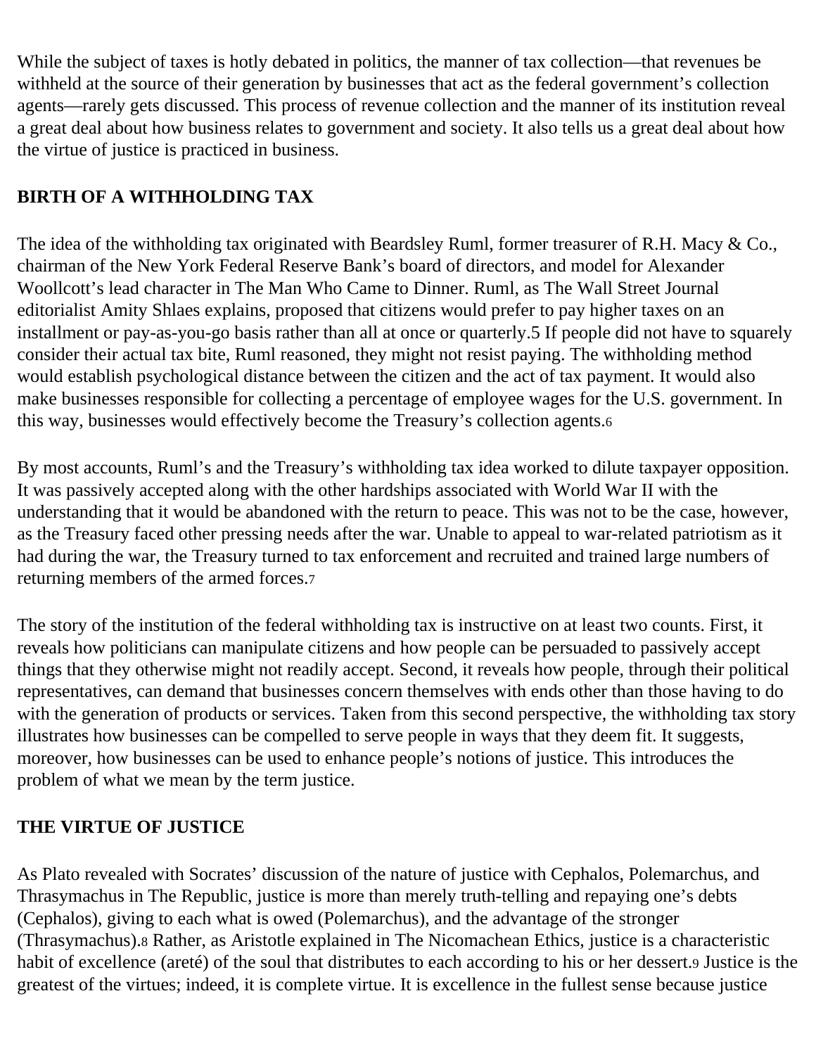While the subject of taxes is hotly debated in politics, the manner of tax collection—that revenues be withheld at the source of their generation by businesses that act as the federal government's collection agents—rarely gets discussed. This process of revenue collection and the manner of its institution reveal a great deal about how business relates to government and society. It also tells us a great deal about how the virtue of justice is practiced in business.

## BIRTH OF A WITHHOLDING TAX

The idea of the withholding tax originated with Beardsley Ruml, former treasurer of R.H. Macy & Co., chairman of the New York Federal Reserve Bank's board of directors, and model for Alexander Woollcott's lead character in The Man Who Came to Dinner. Ruml, as The Wall Street Journal editorialist Amity Shlaes explains, proposed that citizens would prefer to pay higher taxes on an installment or pay-as-you-go basis rather than all at once or quarterly.[5] If people did not have to squarely consider their actual tax bite, Ruml reasoned, they might not resist paying. The withholding method would establish psychological distance between the citizen and the act of tax payment. It would also make businesses responsible for collecting a percentage of employee wages for the U.S. government. In this way, businesses would effectively become the Treasury's collection agents.[6]

By most accounts, Ruml's and the Treasury's withholding tax idea worked to dilute taxpayer opposition. It was passively accepted along with the other hardships associated with World War II with the understanding that it would be abandoned with the return to peace. This was not to be the case, however, as the Treasury faced other pressing needs after the war. Unable to appeal to war-related patriotism as it had during the war, the Treasury turned to tax enforcement and recruited and trained large numbers of returning members of the armed forces.[7]

The story of the institution of the federal withholding tax is instructive on at least two counts. First, it reveals how politicians can manipulate citizens and how people can be persuaded to passively accept things that they otherwise might not readily accept. Second, it reveals how people, through their political representatives, can demand that businesses concern themselves with ends other than those having to do with the generation of products or services. Taken from this second perspective, the withholding tax story illustrates how businesses can be compelled to serve people in ways that they deem fit. It suggests, moreover, how businesses can be used to enhance people's notions of justice. This introduces the problem of what we mean by the term justice.

## THE VIRTUE OF JUSTICE

As Plato revealed with Socrates' discussion of the nature of justice with Cephalos, Polemarchus, and Thrasymachus in The Republic, justice is more than merely truth-telling and repaying one's debts (Cephalos), giving to each what is owed (Polemarchus), and the advantage of the stronger (Thrasymachus).[8] Rather, as Aristotle explained in The Nicomachean Ethics, justice is a characteristic habit of excellence (areté) of the soul that distributes to each according to his or her dessert.[9] Justice is the greatest of the virtues; indeed, it is complete virtue. It is excellence in the fullest sense because justice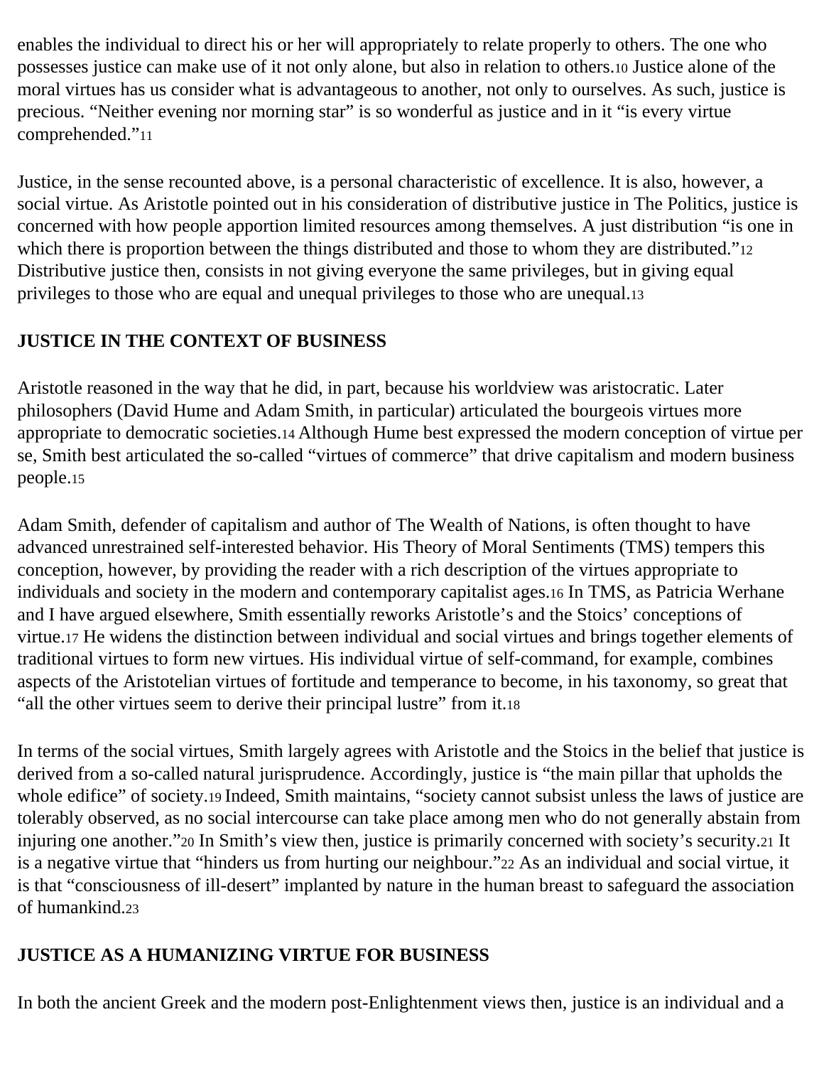enables the individual to direct his or her will appropriately to relate properly to others. The one who possesses justice can make use of it not only alone, but also in relation to others.[10] Justice alone of the moral virtues has us consider what is advantageous to another, not only to ourselves. As such, justice is precious. "Neither evening nor morning star" is so wonderful as justice and in it "is every virtue comprehended."[11]

Justice, in the sense recounted above, is a personal characteristic of excellence. It is also, however, a social virtue. As Aristotle pointed out in his consideration of distributive justice in The Politics, justice is concerned with how people apportion limited resources among themselves. A just distribution "is one in which there is proportion between the things distributed and those to whom they are distributed."[12] Distributive justice then, consists in not giving everyone the same privileges, but in giving equal privileges to those who are equal and unequal privileges to those who are unequal.[13]

## JUSTICE IN THE CONTEXT OF BUSINESS

Aristotle reasoned in the way that he did, in part, because his worldview was aristocratic. Later philosophers (David Hume and Adam Smith, in particular) articulated the bourgeois virtues more appropriate to democratic societies.[14] Although Hume best expressed the modern conception of virtue per se, Smith best articulated the so-called "virtues of commerce" that drive capitalism and modern business people.[15]

Adam Smith, defender of capitalism and author of The Wealth of Nations, is often thought to have advanced unrestrained self-interested behavior. His Theory of Moral Sentiments (TMS) tempers this conception, however, by providing the reader with a rich description of the virtues appropriate to individuals and society in the modern and contemporary capitalist ages.[16] In TMS, as Patricia Werhane and I have argued elsewhere, Smith essentially reworks Aristotle's and the Stoics' conceptions of virtue.[17] He widens the distinction between individual and social virtues and brings together elements of traditional virtues to form new virtues. His individual virtue of self-command, for example, combines aspects of the Aristotelian virtues of fortitude and temperance to become, in his taxonomy, so great that "all the other virtues seem to derive their principal lustre" from it.[18]

In terms of the social virtues, Smith largely agrees with Aristotle and the Stoics in the belief that justice is derived from a so-called natural jurisprudence. Accordingly, justice is "the main pillar that upholds the whole edifice" of society.[19] Indeed, Smith maintains, "society cannot subsist unless the laws of justice are tolerably observed, as no social intercourse can take place among men who do not generally abstain from injuring one another."[20] In Smith's view then, justice is primarily concerned with society's security.[21] It is a negative virtue that "hinders us from hurting our neighbour."[22] As an individual and social virtue, it is that "consciousness of ill-desert" implanted by nature in the human breast to safeguard the association of humankind.[23]

## JUSTICE AS A HUMANIZING VIRTUE FOR BUSINESS

In both the ancient Greek and the modern post-Enlightenment views then, justice is an individual and a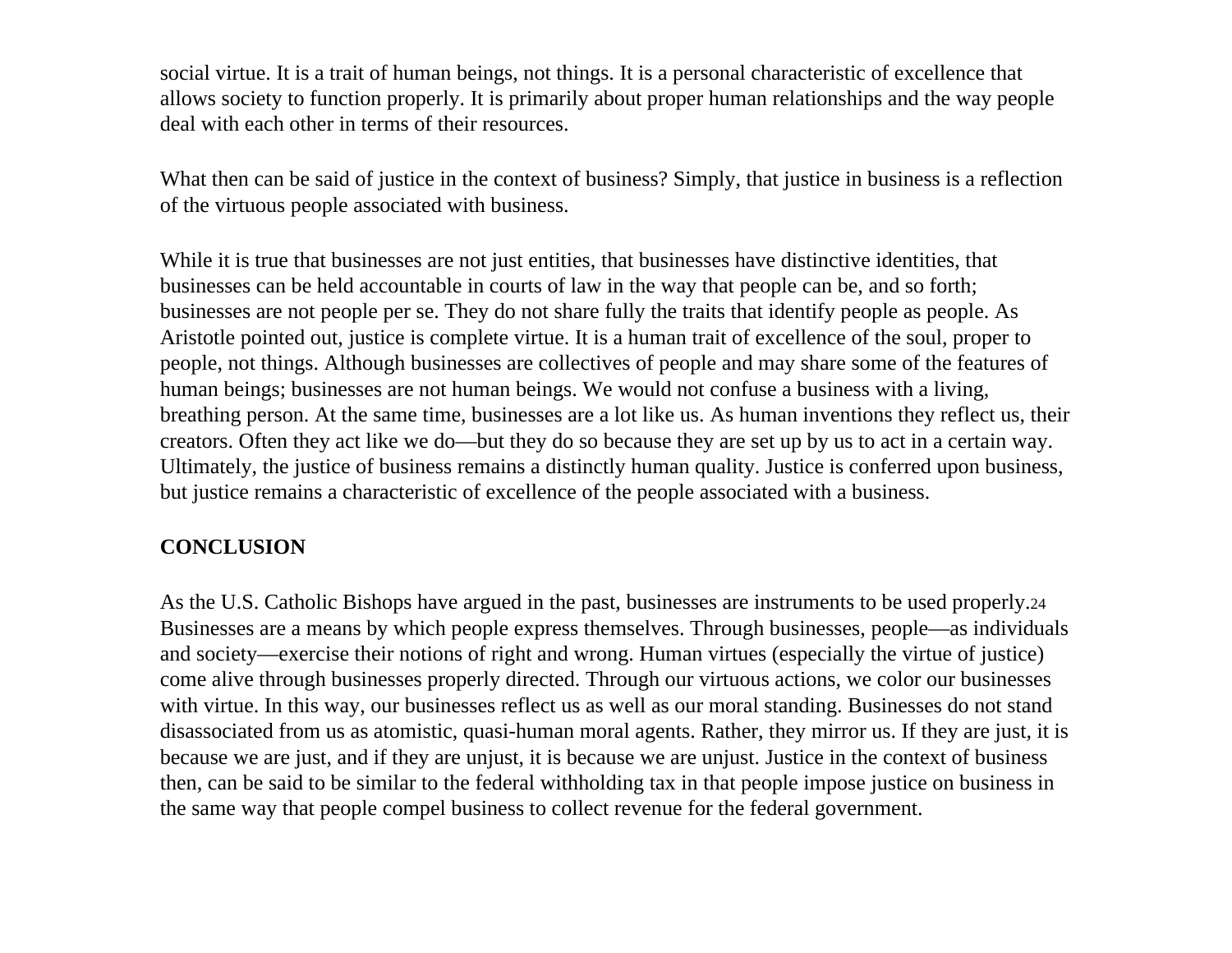social virtue. It is a trait of human beings, not things. It is a personal characteristic of excellence that allows society to function properly. It is primarily about proper human relationships and the way people deal with each other in terms of their resources.

What then can be said of justice in the context of business? Simply, that justice in business is a reflection of the virtuous people associated with business.

While it is true that businesses are not just entities, that businesses have distinctive identities, that businesses can be held accountable in courts of law in the way that people can be, and so forth; businesses are not people per se. They do not share fully the traits that identify people as people. As Aristotle pointed out, justice is complete virtue. It is a human trait of excellence of the soul, proper to people, not things. Although businesses are collectives of people and may share some of the features of human beings; businesses are not human beings. We would not confuse a business with a living, breathing person. At the same time, businesses are a lot like us. As human inventions they reflect us, their creators. Often they act like we do—but they do so because they are set up by us to act in a certain way. Ultimately, the justice of business remains a distinctly human quality. Justice is conferred upon business, but justice remains a characteristic of excellence of the people associated with a business.

## CONCLUSION

As the U.S. Catholic Bishops have argued in the past, businesses are instruments to be used properly.[24] Businesses are a means by which people express themselves. Through businesses, people—as individuals and society—exercise their notions of right and wrong. Human virtues (especially the virtue of justice) come alive through businesses properly directed. Through our virtuous actions, we color our businesses with virtue. In this way, our businesses reflect us as well as our moral standing. Businesses do not stand disassociated from us as atomistic, quasi-human moral agents. Rather, they mirror us. If they are just, it is because we are just, and if they are unjust, it is because we are unjust. Justice in the context of business then, can be said to be similar to the federal withholding tax in that people impose justice on business in the same way that people compel business to collect revenue for the federal government.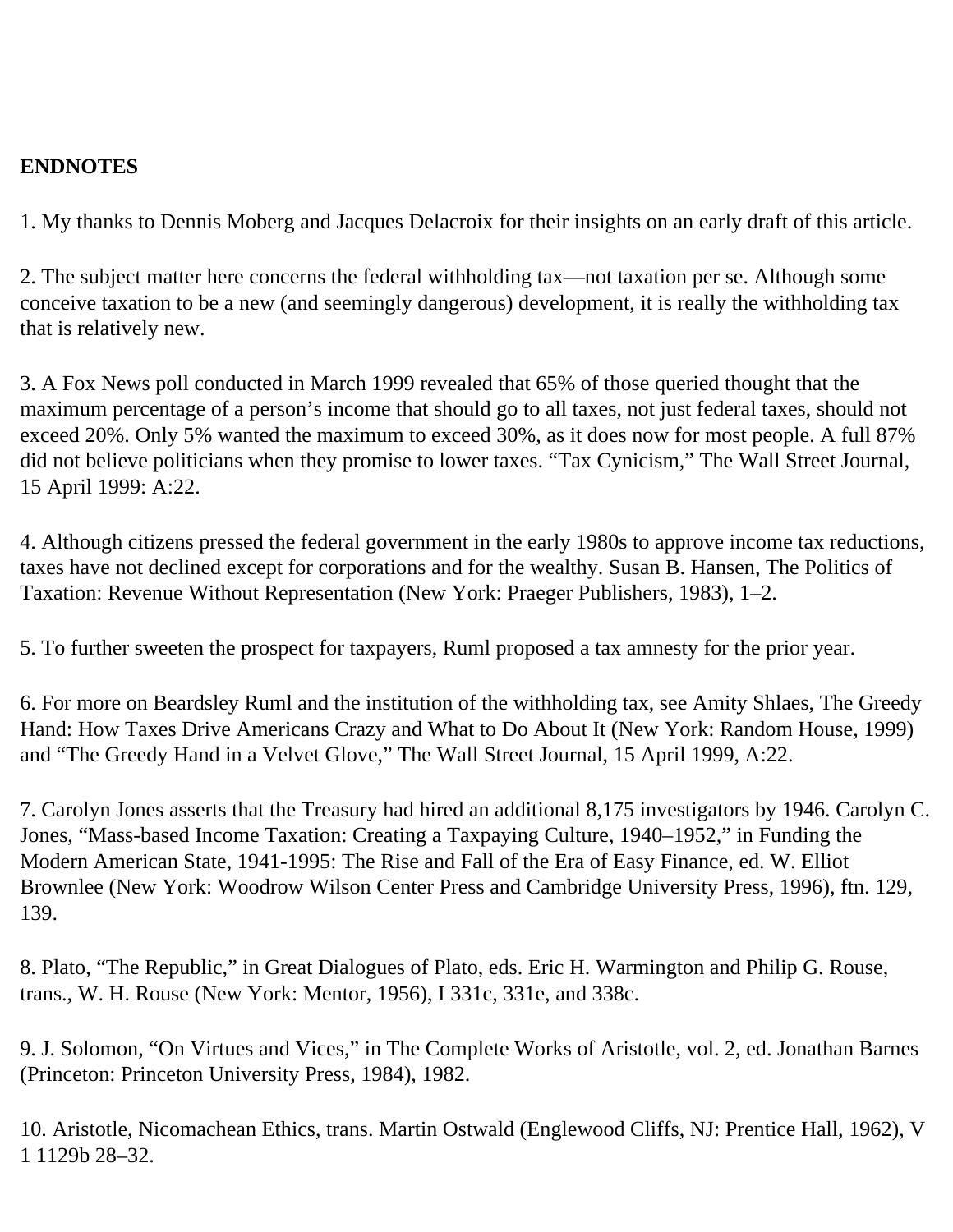**ENDNOTES**

1. My thanks to Dennis Moberg and Jacques Delacroix for their insights on an early draft of this article.

2. The subject matter here concerns the federal withholding tax—not taxation per se. Although some conceive taxation to be a new (and seemingly dangerous) development, it is really the withholding tax that is relatively new.

3. A Fox News poll conducted in March 1999 revealed that 65% of those queried thought that the maximum percentage of a person's income that should go to all taxes, not just federal taxes, should not exceed 20%. Only 5% wanted the maximum to exceed 30%, as it does now for most people. A full 87% did not believe politicians when they promise to lower taxes. "Tax Cynicism," The Wall Street Journal, 15 April 1999: A:22.

4. Although citizens pressed the federal government in the early 1980s to approve income tax reductions, taxes have not declined except for corporations and for the wealthy. Susan B. Hansen, The Politics of Taxation: Revenue Without Representation (New York: Praeger Publishers, 1983), 1–2.

5. To further sweeten the prospect for taxpayers, Ruml proposed a tax amnesty for the prior year.

6. For more on Beardsley Ruml and the institution of the withholding tax, see Amity Shlaes, The Greedy Hand: How Taxes Drive Americans Crazy and What to Do About It (New York: Random House, 1999) and "The Greedy Hand in a Velvet Glove," The Wall Street Journal, 15 April 1999, A:22.

7. Carolyn Jones asserts that the Treasury had hired an additional 8,175 investigators by 1946. Carolyn C. Jones, "Mass-based Income Taxation: Creating a Taxpaying Culture, 1940–1952," in Funding the Modern American State, 1941-1995: The Rise and Fall of the Era of Easy Finance, ed. W. Elliot Brownlee (New York: Woodrow Wilson Center Press and Cambridge University Press, 1996), ftn. 129, 139.

8. Plato, "The Republic," in Great Dialogues of Plato, eds. Eric H. Warmington and Philip G. Rouse, trans., W. H. Rouse (New York: Mentor, 1956), I 331c, 331e, and 338c.

9. J. Solomon, "On Virtues and Vices," in The Complete Works of Aristotle, vol. 2, ed. Jonathan Barnes (Princeton: Princeton University Press, 1984), 1982.

10. Aristotle, Nicomachean Ethics, trans. Martin Ostwald (Englewood Cliffs, NJ: Prentice Hall, 1962), V 1 1129b 28–32.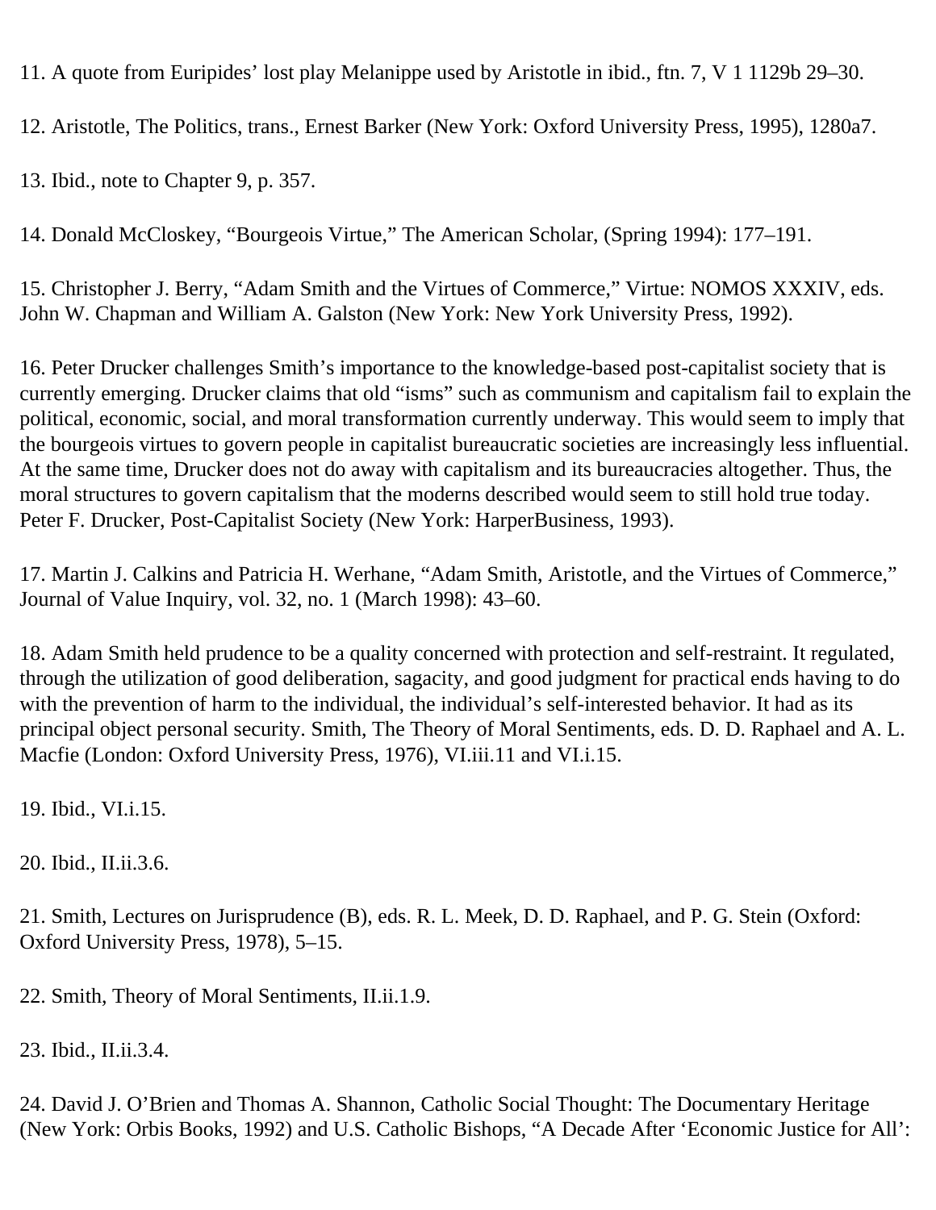11. A quote from Euripides' lost play Melanippe used by Aristotle in ibid., ftn. 7, V 1 1129b 29–30.

12. Aristotle, The Politics, trans., Ernest Barker (New York: Oxford University Press, 1995), 1280a7.

13. Ibid., note to Chapter 9, p. 357.

14. Donald McCloskey, "Bourgeois Virtue," The American Scholar, (Spring 1994): 177–191.

15. Christopher J. Berry, "Adam Smith and the Virtues of Commerce," Virtue: NOMOS XXXIV, eds. John W. Chapman and William A. Galston (New York: New York University Press, 1992).

16. Peter Drucker challenges Smith's importance to the knowledge-based post-capitalist society that is currently emerging. Drucker claims that old "isms" such as communism and capitalism fail to explain the political, economic, social, and moral transformation currently underway. This would seem to imply that the bourgeois virtues to govern people in capitalist bureaucratic societies are increasingly less influential. At the same time, Drucker does not do away with capitalism and its bureaucracies altogether. Thus, the moral structures to govern capitalism that the moderns described would seem to still hold true today. Peter F. Drucker, Post-Capitalist Society (New York: HarperBusiness, 1993).

17. Martin J. Calkins and Patricia H. Werhane, "Adam Smith, Aristotle, and the Virtues of Commerce," Journal of Value Inquiry, vol. 32, no. 1 (March 1998): 43–60.

18. Adam Smith held prudence to be a quality concerned with protection and self-restraint. It regulated, through the utilization of good deliberation, sagacity, and good judgment for practical ends having to do with the prevention of harm to the individual, the individual's self-interested behavior. It had as its principal object personal security. Smith, The Theory of Moral Sentiments, eds. D. D. Raphael and A. L. Macfie (London: Oxford University Press, 1976), VI.iii.11 and VI.i.15.

19. Ibid., VI.i.15.

20. Ibid., II.ii.3.6.

21. Smith, Lectures on Jurisprudence (B), eds. R. L. Meek, D. D. Raphael, and P. G. Stein (Oxford: Oxford University Press, 1978), 5–15.

22. Smith, Theory of Moral Sentiments, II.ii.1.9.

23. Ibid., II.ii.3.4.

24. David J. O'Brien and Thomas A. Shannon, Catholic Social Thought: The Documentary Heritage (New York: Orbis Books, 1992) and U.S. Catholic Bishops, "A Decade After 'Economic Justice for All':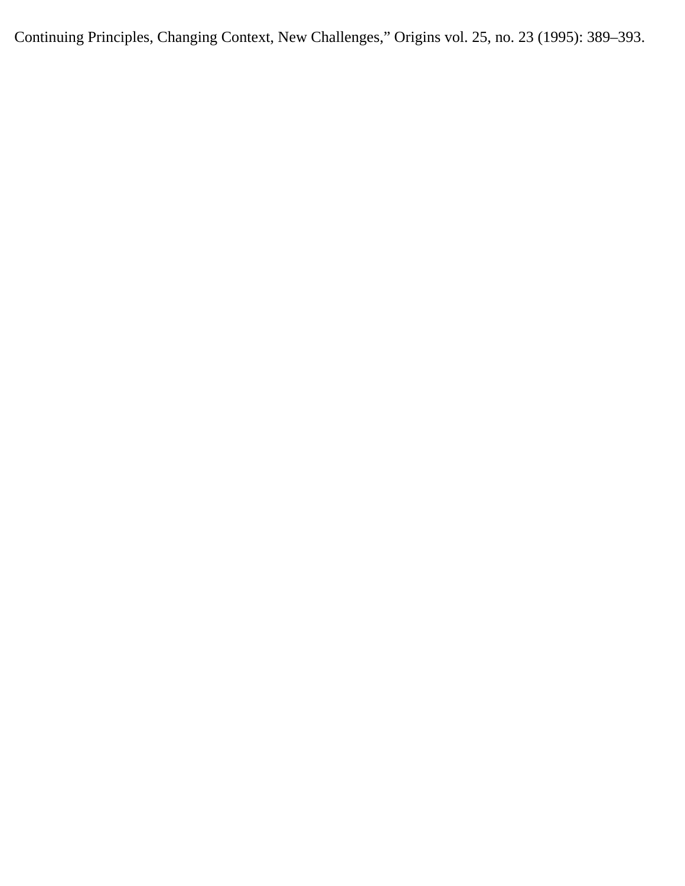Continuing Principles, Changing Context, New Challenges," Origins vol. 25, no. 23 (1995): 389–393.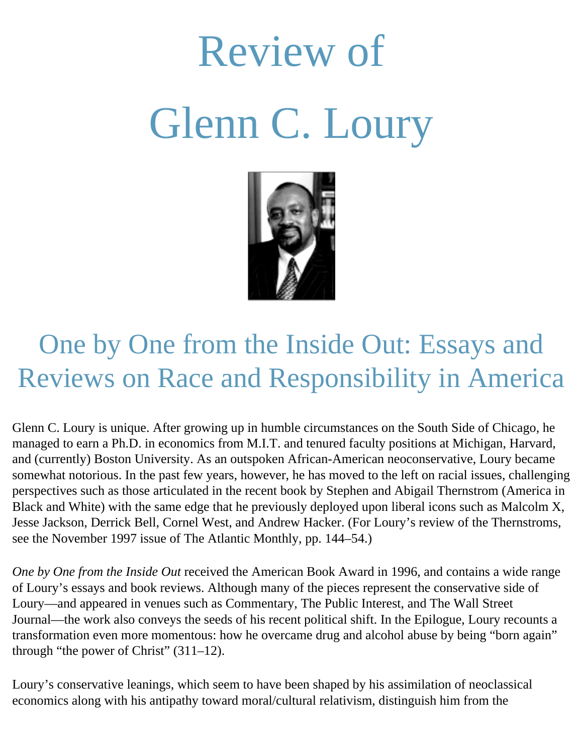# Review of Glenn C. Loury

## One by One from the Inside Out: Essays and Reviews on Race and Responsibility in America

Glenn C. Loury is unique. After growing up in humble circumstances on the South Side of Chicago, he managed to earn a Ph.D. in economics from M.I.T. and tenured faculty positions at Michigan, Harvard, and (currently) Boston University. As an outspoken African-American neoconservative, Loury became somewhat notorious. In the past few years, however, he has moved to the left on racial issues, challenging perspectives such as those articulated in the recent book by Stephen and Abigail Thernstrom (America in Black and White) with the same edge that he previously deployed upon liberal icons such as Malcolm X, Jesse Jackson, Derrick Bell, Cornel West, and Andrew Hacker. (For Loury's review of the Thernstroms, see the November 1997 issue of The Atlantic Monthly, pp. 144–54.)

*One by One from the Inside Out* received the American Book Award in 1996, and contains a wide range of Loury's essays and book reviews. Although many of the pieces represent the conservative side of Loury—and appeared in venues such as Commentary, The Public Interest, and The Wall Street Journal—the work also conveys the seeds of his recent political shift. In the Epilogue, Loury recounts a transformation even more momentous: how he overcame drug and alcohol abuse by being "born again" through "the power of Christ" (311–12).

Loury's conservative leanings, which seem to have been shaped by his assimilation of neoclassical economics along with his antipathy toward moral/cultural relativism, distinguish him from the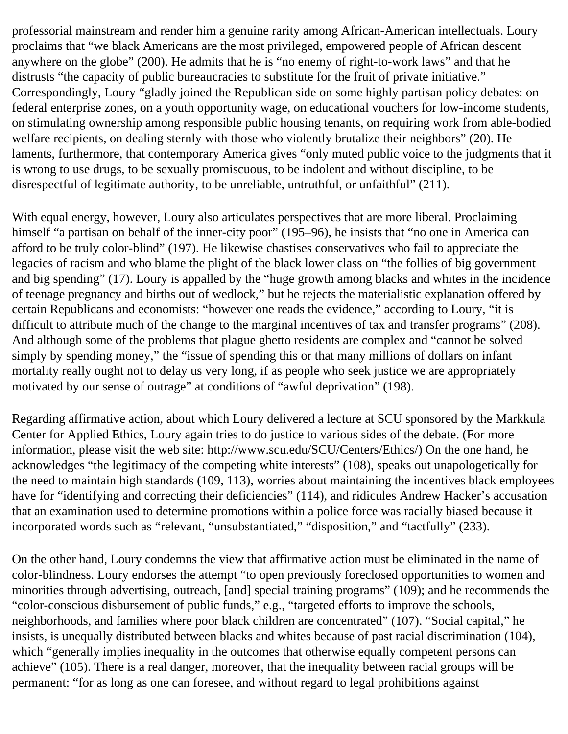professorial mainstream and render him a genuine rarity among African-American intellectuals. Loury proclaims that "we black Americans are the most privileged, empowered people of African descent anywhere on the globe" (200). He admits that he is "no enemy of right-to-work laws" and that he distrusts "the capacity of public bureaucracies to substitute for the fruit of private initiative." Correspondingly, Loury "gladly joined the Republican side on some highly partisan policy debates: on federal enterprise zones, on a youth opportunity wage, on educational vouchers for low-income students, on stimulating ownership among responsible public housing tenants, on requiring work from able-bodied welfare recipients, on dealing sternly with those who violently brutalize their neighbors" (20). He laments, furthermore, that contemporary America gives "only muted public voice to the judgments that it is wrong to use drugs, to be sexually promiscuous, to be indolent and without discipline, to be disrespectful of legitimate authority, to be unreliable, untruthful, or unfaithful" (211).

With equal energy, however, Loury also articulates perspectives that are more liberal. Proclaiming himself "a partisan on behalf of the inner-city poor" (195–96), he insists that "no one in America can afford to be truly color-blind" (197). He likewise chastises conservatives who fail to appreciate the legacies of racism and who blame the plight of the black lower class on "the follies of big government and big spending" (17). Loury is appalled by the "huge growth among blacks and whites in the incidence of teenage pregnancy and births out of wedlock," but he rejects the materialistic explanation offered by certain Republicans and economists: "however one reads the evidence," according to Loury, "it is difficult to attribute much of the change to the marginal incentives of tax and transfer programs" (208). And although some of the problems that plague ghetto residents are complex and "cannot be solved simply by spending money," the "issue of spending this or that many millions of dollars on infant mortality really ought not to delay us very long, if as people who seek justice we are appropriately motivated by our sense of outrage" at conditions of "awful deprivation" (198).

Regarding affirmative action, about which Loury delivered a lecture at SCU sponsored by the Markkula Center for Applied Ethics, Loury again tries to do justice to various sides of the debate. (For more information, please visit the web site: http://www.scu.edu/SCU/Centers/Ethics/) On the one hand, he acknowledges "the legitimacy of the competing white interests" (108), speaks out unapologetically for the need to maintain high standards (109, 113), worries about maintaining the incentives black employees have for "identifying and correcting their deficiencies" (114), and ridicules Andrew Hacker's accusation that an examination used to determine promotions within a police force was racially biased because it incorporated words such as "relevant, "unsubstantiated," "disposition," and "tactfully" (233).

On the other hand, Loury condemns the view that affirmative action must be eliminated in the name of color-blindness. Loury endorses the attempt "to open previously foreclosed opportunities to women and minorities through advertising, outreach, [and] special training programs" (109); and he recommends the "color-conscious disbursement of public funds," e.g., "targeted efforts to improve the schools, neighborhoods, and families where poor black children are concentrated" (107). "Social capital," he insists, is unequally distributed between blacks and whites because of past racial discrimination (104), which "generally implies inequality in the outcomes that otherwise equally competent persons can achieve" (105). There is a real danger, moreover, that the inequality between racial groups will be permanent: "for as long as one can foresee, and without regard to legal prohibitions against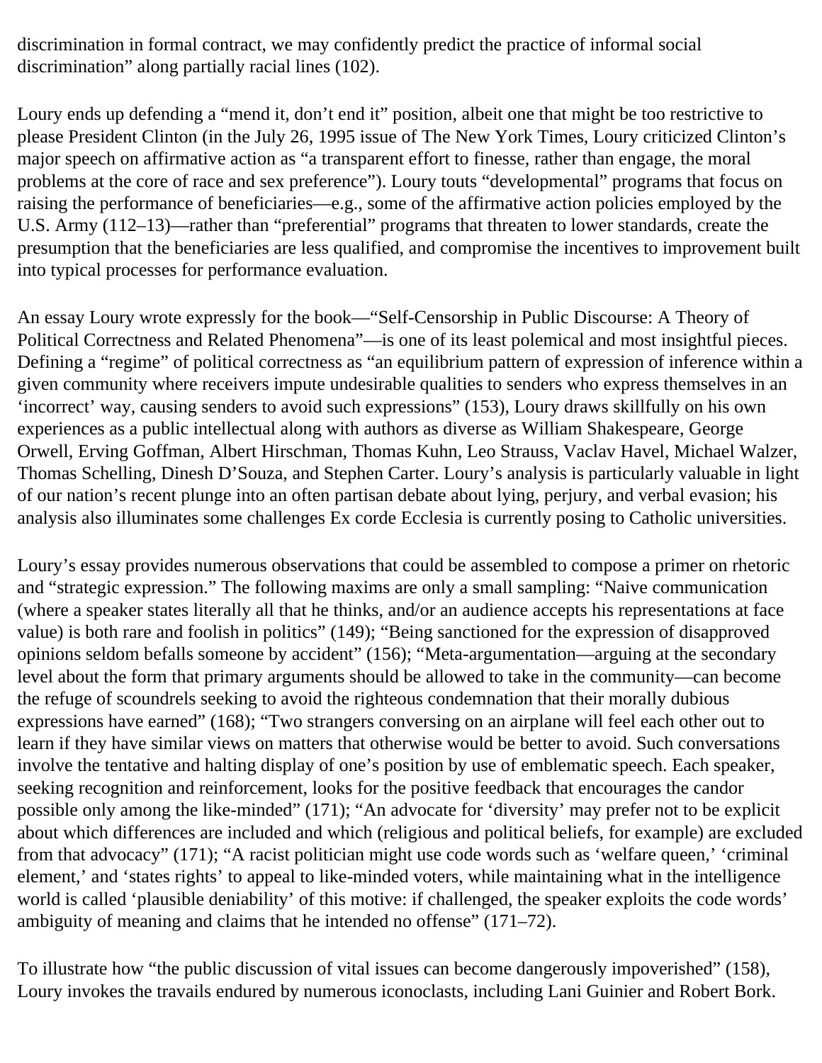discrimination in formal contract, we may confidently predict the practice of informal social discrimination" along partially racial lines (102).

Loury ends up defending a "mend it, don't end it" position, albeit one that might be too restrictive to please President Clinton (in the July 26, 1995 issue of The New York Times, Loury criticized Clinton's major speech on affirmative action as "a transparent effort to finesse, rather than engage, the moral problems at the core of race and sex preference"). Loury touts "developmental" programs that focus on raising the performance of beneficiaries—e.g., some of the affirmative action policies employed by the U.S. Army (112–13)—rather than "preferential" programs that threaten to lower standards, create the presumption that the beneficiaries are less qualified, and compromise the incentives to improvement built into typical processes for performance evaluation.

An essay Loury wrote expressly for the book—"Self-Censorship in Public Discourse: A Theory of Political Correctness and Related Phenomena"—is one of its least polemical and most insightful pieces. Defining a "regime" of political correctness as "an equilibrium pattern of expression of inference within a given community where receivers impute undesirable qualities to senders who express themselves in an 'incorrect' way, causing senders to avoid such expressions" (153), Loury draws skillfully on his own experiences as a public intellectual along with authors as diverse as William Shakespeare, George Orwell, Erving Goffman, Albert Hirschman, Thomas Kuhn, Leo Strauss, Vaclav Havel, Michael Walzer, Thomas Schelling, Dinesh D'Souza, and Stephen Carter. Loury's analysis is particularly valuable in light of our nation's recent plunge into an often partisan debate about lying, perjury, and verbal evasion; his analysis also illuminates some challenges Ex corde Ecclesia is currently posing to Catholic universities.

Loury's essay provides numerous observations that could be assembled to compose a primer on rhetoric and "strategic expression." The following maxims are only a small sampling: "Naive communication (where a speaker states literally all that he thinks, and/or an audience accepts his representations at face value) is both rare and foolish in politics" (149); "Being sanctioned for the expression of disapproved opinions seldom befalls someone by accident" (156); "Meta-argumentation—arguing at the secondary level about the form that primary arguments should be allowed to take in the community—can become the refuge of scoundrels seeking to avoid the righteous condemnation that their morally dubious expressions have earned" (168); "Two strangers conversing on an airplane will feel each other out to learn if they have similar views on matters that otherwise would be better to avoid. Such conversations involve the tentative and halting display of one's position by use of emblematic speech. Each speaker, seeking recognition and reinforcement, looks for the positive feedback that encourages the candor possible only among the like-minded" (171); "An advocate for 'diversity' may prefer not to be explicit about which differences are included and which (religious and political beliefs, for example) are excluded from that advocacy" (171); "A racist politician might use code words such as 'welfare queen,' 'criminal element,' and 'states rights' to appeal to like-minded voters, while maintaining what in the intelligence world is called 'plausible deniability' of this motive: if challenged, the speaker exploits the code words' ambiguity of meaning and claims that he intended no offense" (171–72).

To illustrate how "the public discussion of vital issues can become dangerously impoverished" (158), Loury invokes the travails endured by numerous iconoclasts, including Lani Guinier and Robert Bork.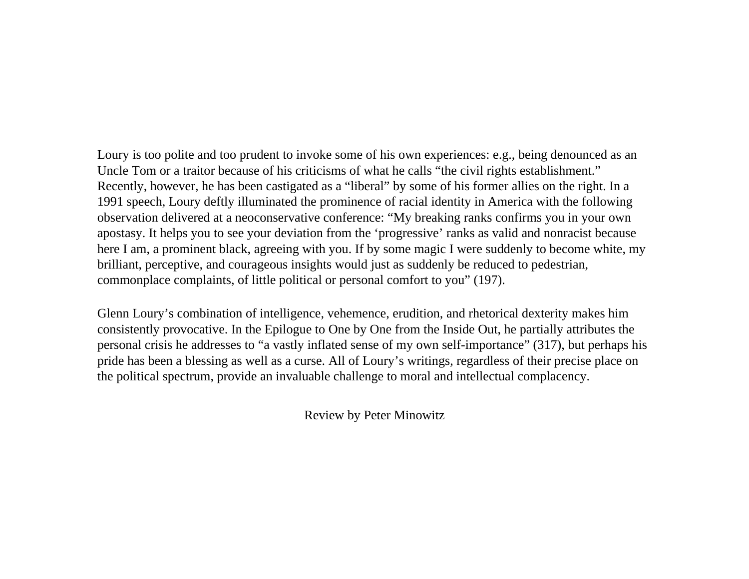Loury is too polite and too prudent to invoke some of his own experiences: e.g., being denounced as an Uncle Tom or a traitor because of his criticisms of what he calls “the civil rights establishment.” Recently, however, he has been castigated as a “liberal” by some of his former allies on the right. In a 1991 speech, Loury deftly illuminated the prominence of racial identity in America with the following observation delivered at a neoconservative conference: “My breaking ranks confirms you in your own apostasy. It helps you to see your deviation from the ‘progressive’ ranks as valid and nonracist because here I am, a prominent black, agreeing with you. If by some magic I were suddenly to become white, my brilliant, perceptive, and courageous insights would just as suddenly be reduced to pedestrian, commonplace complaints, of little political or personal comfort to you” (197).

Glenn Loury’s combination of intelligence, vehemence, erudition, and rhetorical dexterity makes him consistently provocative. In the Epilogue to One by One from the Inside Out, he partially attributes the personal crisis he addresses to “a vastly inflated sense of my own self-importance” (317), but perhaps his pride has been a blessing as well as a curse. All of Loury’s writings, regardless of their precise place on the political spectrum, provide an invaluable challenge to moral and intellectual complacency.

Review by Peter Minowitz